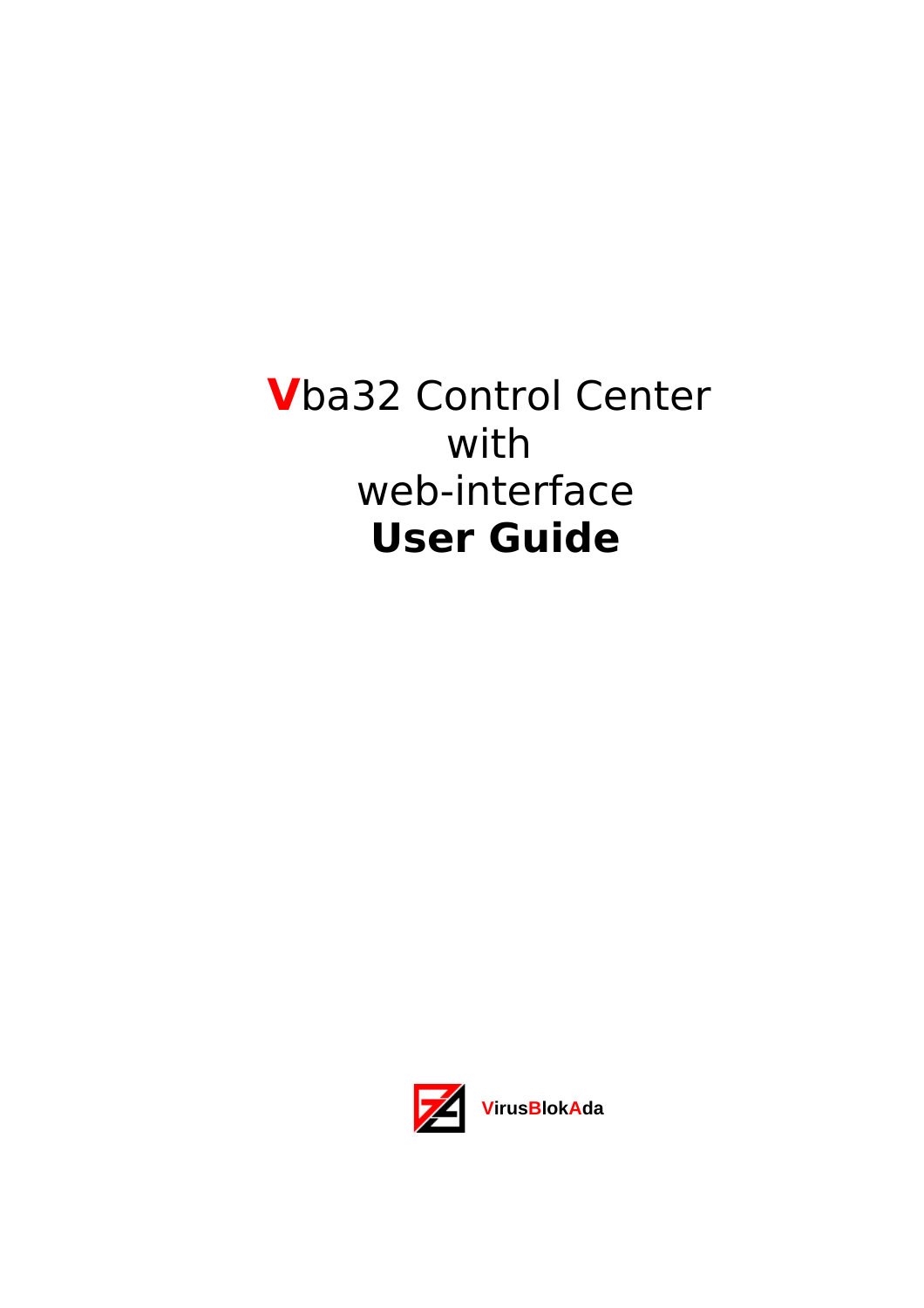# Vba32 Control Center with web-interface

# **User Guide**

VirusBlokAda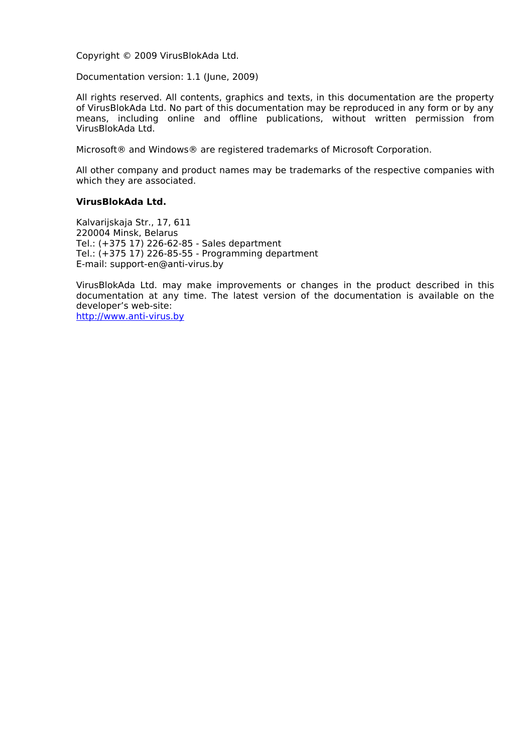Copyright © 2009 VirusBlokAda Ltd.

Documentation version: 1.1 (June, 2009)

All rights reserved. All contents, graphics and texts, in this documentation are the property of VirusBlokAda Ltd. No part of this documentation may be reproduced in any form or by any means, including online and offline publications, without written permission from VirusBlokAda Ltd.

Microsoft® and Windows® are registered trademarks of Microsoft Corporation.

All other company and product names may be trademarks of the respective companies with which they are associated.

**VirusBlokAda Ltd.**

Kalvarijskaja Str., 17, 611
220004 Minsk, Belarus
Tel.: (+375 17) 226-62-85 - Sales department
Tel.: (+375 17) 226-85-55 - Programming department
E-mail: support-en@anti-virus.by

VirusBlokAda Ltd. may make improvements or changes in the product described in this documentation at any time. The latest version of the documentation is available on the developer's web-site:
[http://www.anti-virus.by](http://www.anti-virus.by)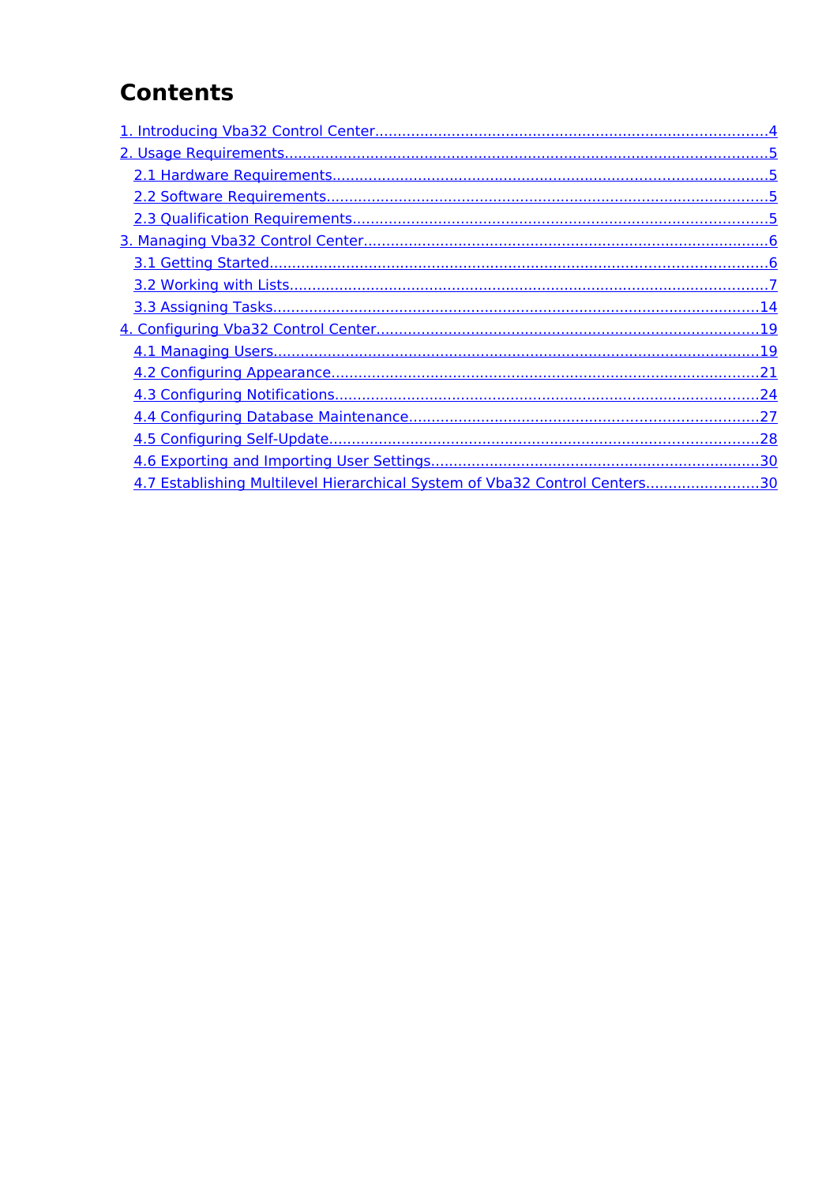# Contents

- [1. Introducing Vba32 Control Center....4]
- [2. Usage Requirements....5]
  - [2.1 Hardware Requirements....5]
  - [2.2 Software Requirements....5]
  - [2.3 Qualification Requirements....5]
- [3. Managing Vba32 Control Center....6]
  - [3.1 Getting Started....6]
  - [3.2 Working with Lists....7]
  - [3.3 Assigning Tasks....14]
- [4. Configuring Vba32 Control Center....19]
  - [4.1 Managing Users....19]
  - [4.2 Configuring Appearance....21]
  - [4.3 Configuring Notifications....24]
  - [4.4 Configuring Database Maintenance....27]
  - [4.5 Configuring Self-Update....28]
  - [4.6 Exporting and Importing User Settings....30]
  - [4.7 Establishing Multilevel Hierarchical System of Vba32 Control Centers....30]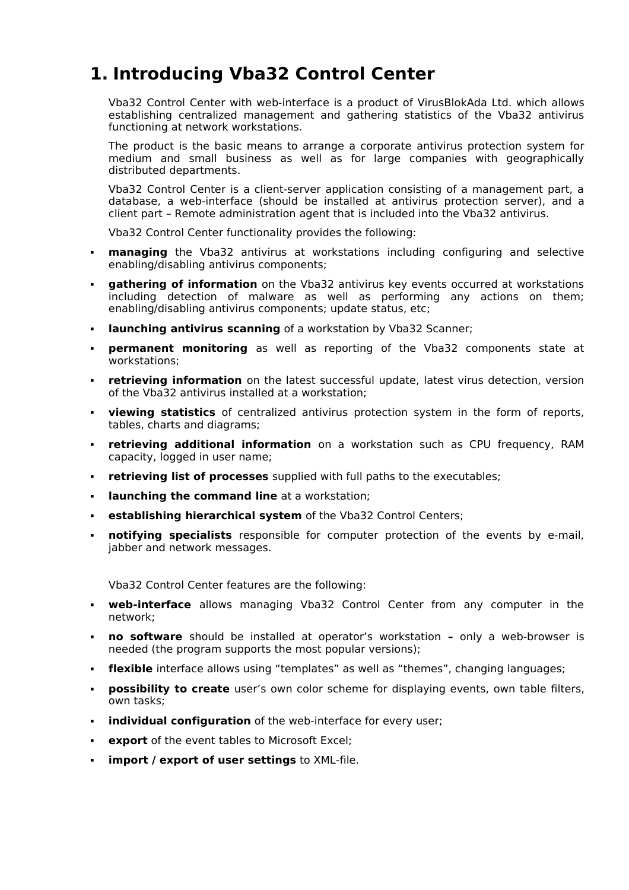# 1. Introducing Vba32 Control Center

Vba32 Control Center with web-interface is a product of VirusBlokAda Ltd. which allows establishing centralized management and gathering statistics of the Vba32 antivirus functioning at network workstations.

The product is the basic means to arrange a corporate antivirus protection system for medium and small business as well as for large companies with geographically distributed departments.

Vba32 Control Center is a client-server application consisting of a management part, a database, a web-interface (should be installed at antivirus protection server), and a client part – Remote administration agent that is included into the Vba32 antivirus.

Vba32 Control Center functionality provides the following:

- **managing** the Vba32 antivirus at workstations including configuring and selective enabling/disabling antivirus components;
- **gathering of information** on the Vba32 antivirus key events occurred at workstations including detection of malware as well as performing any actions on them; enabling/disabling antivirus components; update status, etc;
- **launching antivirus scanning** of a workstation by Vba32 Scanner;
- **permanent monitoring** as well as reporting of the Vba32 components state at workstations;
- **retrieving information** on the latest successful update, latest virus detection, version of the Vba32 antivirus installed at a workstation;
- **viewing statistics** of centralized antivirus protection system in the form of reports, tables, charts and diagrams;
- **retrieving additional information** on a workstation such as CPU frequency, RAM capacity, logged in user name;
- **retrieving list of processes** supplied with full paths to the executables;
- **launching the command line** at a workstation;
- **establishing hierarchical system** of the Vba32 Control Centers;
- **notifying specialists** responsible for computer protection of the events by e-mail, jabber and network messages.

Vba32 Control Center features are the following:

- **web-interface** allows managing Vba32 Control Center from any computer in the network;
- **no software** should be installed at operator's workstation **–** only a web-browser is needed (the program supports the most popular versions);
- **flexible** interface allows using "templates" as well as "themes", changing languages;
- **possibility to create** user's own color scheme for displaying events, own table filters, own tasks;
- **individual configuration** of the web-interface for every user;
- **export** of the event tables to Microsoft Excel;
- **import / export of user settings** to XML-file.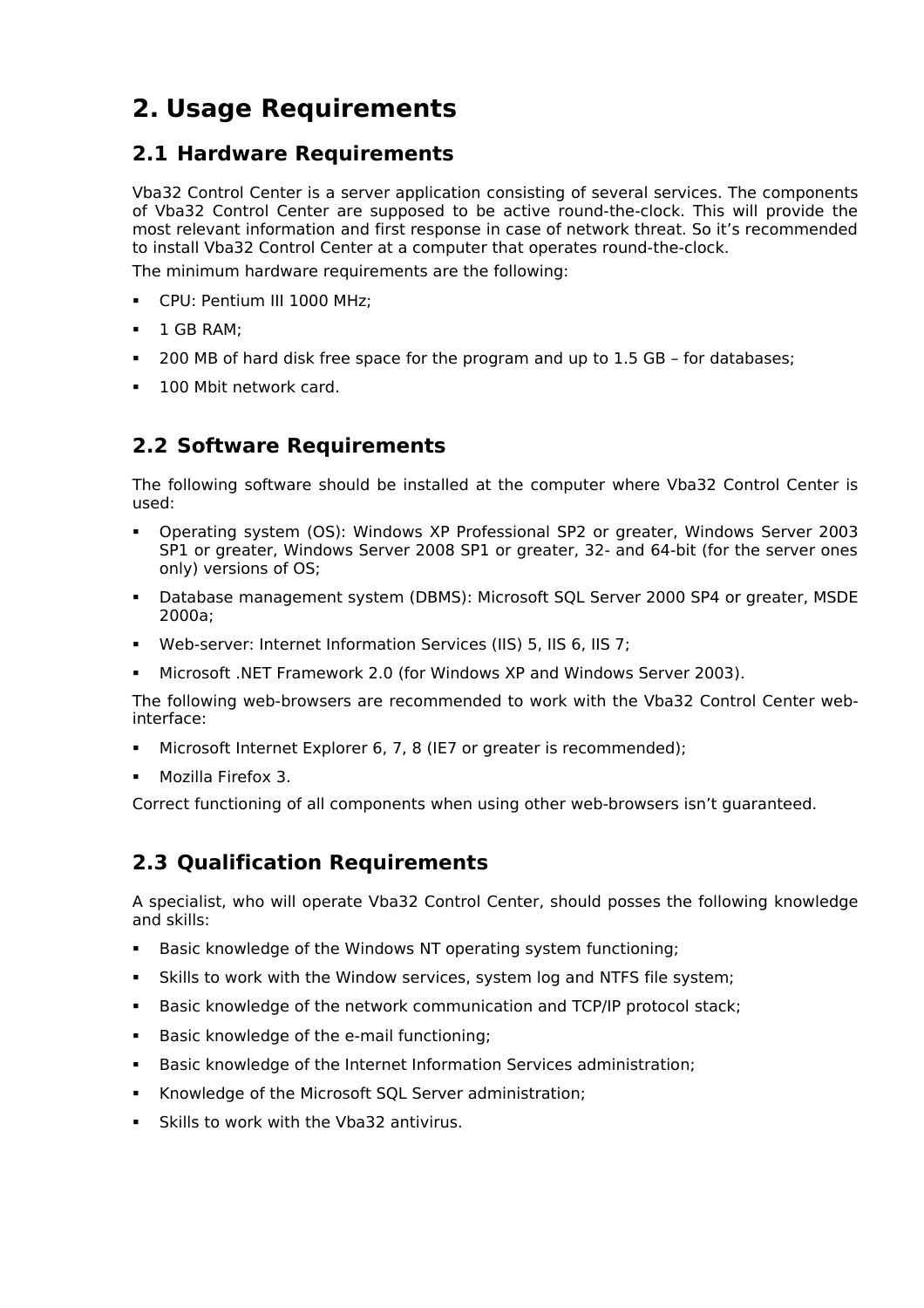# 2. Usage Requirements

## 2.1 Hardware Requirements

Vba32 Control Center is a server application consisting of several services. The components of Vba32 Control Center are supposed to be active round-the-clock. This will provide the most relevant information and first response in case of network threat. So it's recommended to install Vba32 Control Center at a computer that operates round-the-clock.

The minimum hardware requirements are the following:

- CPU: Pentium III 1000 MHz;
- 1 GB RAM;
- 200 MB of hard disk free space for the program and up to 1.5 GB – for databases;
- 100 Mbit network card.

## 2.2 Software Requirements

The following software should be installed at the computer where Vba32 Control Center is used:

- Operating system (OS): Windows XP Professional SP2 or greater, Windows Server 2003 SP1 or greater, Windows Server 2008 SP1 or greater, 32- and 64-bit (for the server ones only) versions of OS;
- Database management system (DBMS): Microsoft SQL Server 2000 SP4 or greater, MSDE 2000a;
- Web-server: Internet Information Services (IIS) 5, IIS 6, IIS 7;
- Microsoft .NET Framework 2.0 (for Windows XP and Windows Server 2003).

The following web-browsers are recommended to work with the Vba32 Control Center web-interface:

- Microsoft Internet Explorer 6, 7, 8 (IE7 or greater is recommended);
- Mozilla Firefox 3.

Correct functioning of all components when using other web-browsers isn't guaranteed.

## 2.3 Qualification Requirements

A specialist, who will operate Vba32 Control Center, should posses the following knowledge and skills:

- Basic knowledge of the Windows NT operating system functioning;
- Skills to work with the Window services, system log and NTFS file system;
- Basic knowledge of the network communication and TCP/IP protocol stack;
- Basic knowledge of the e-mail functioning;
- Basic knowledge of the Internet Information Services administration;
- Knowledge of the Microsoft SQL Server administration;
- Skills to work with the Vba32 antivirus.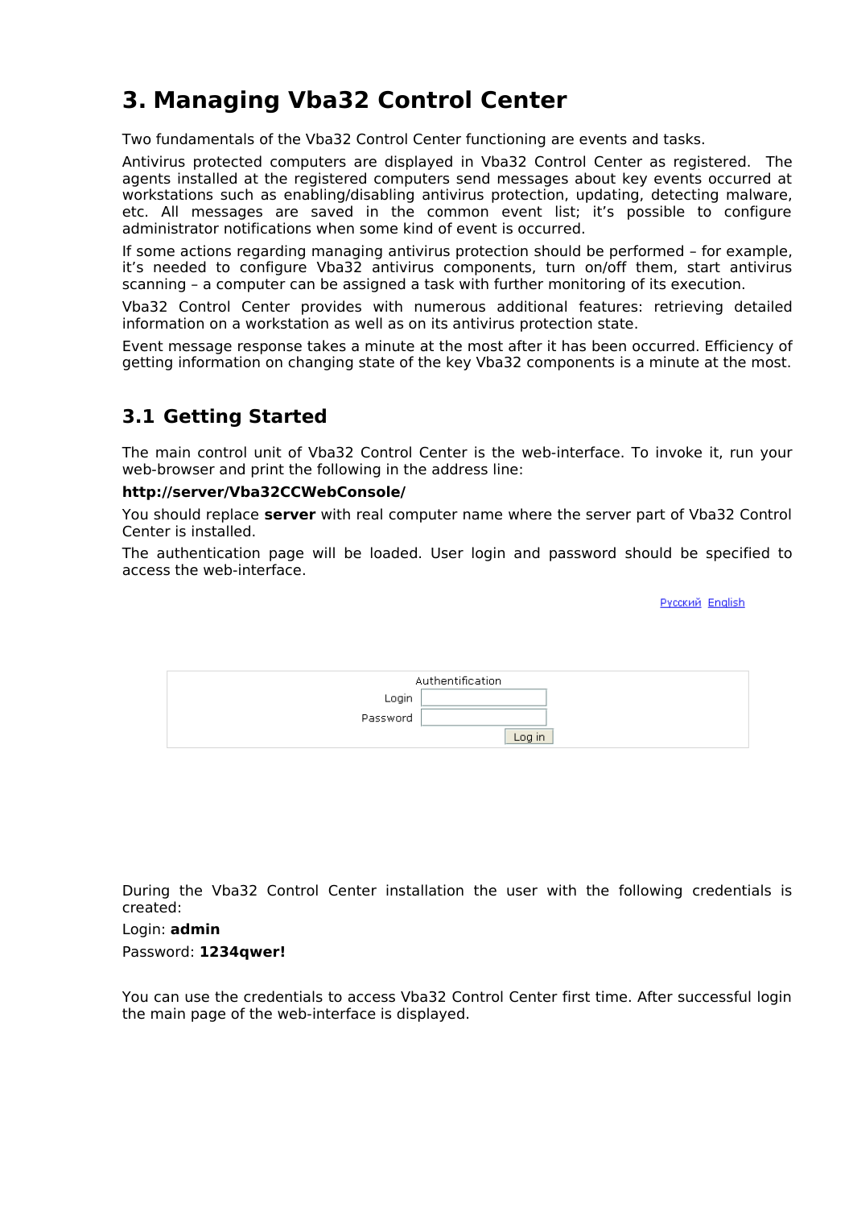# 3. Managing Vba32 Control Center

Two fundamentals of the Vba32 Control Center functioning are events and tasks.

Antivirus protected computers are displayed in Vba32 Control Center as registered. The agents installed at the registered computers send messages about key events occurred at workstations such as enabling/disabling antivirus protection, updating, detecting malware, etc. All messages are saved in the common event list; it's possible to configure administrator notifications when some kind of event is occurred.

If some actions regarding managing antivirus protection should be performed – for example, it's needed to configure Vba32 antivirus components, turn on/off them, start antivirus scanning – a computer can be assigned a task with further monitoring of its execution.

Vba32 Control Center provides with numerous additional features: retrieving detailed information on a workstation as well as on its antivirus protection state.

Event message response takes a minute at the most after it has been occurred. Efficiency of getting information on changing state of the key Vba32 components is a minute at the most.

## 3.1 Getting Started

The main control unit of Vba32 Control Center is the web-interface. To invoke it, run your web-browser and print the following in the address line:

**http://server/Vba32CCWebConsole/**

You should replace **server** with real computer name where the server part of Vba32 Control Center is installed.

The authentication page will be loaded. User login and password should be specified to access the web-interface.

Русский English

Authentification

Login

Password

Log in

During the Vba32 Control Center installation the user with the following credentials is created:

Login: **admin**

Password: **1234qwer!**

You can use the credentials to access Vba32 Control Center first time. After successful login the main page of the web-interface is displayed.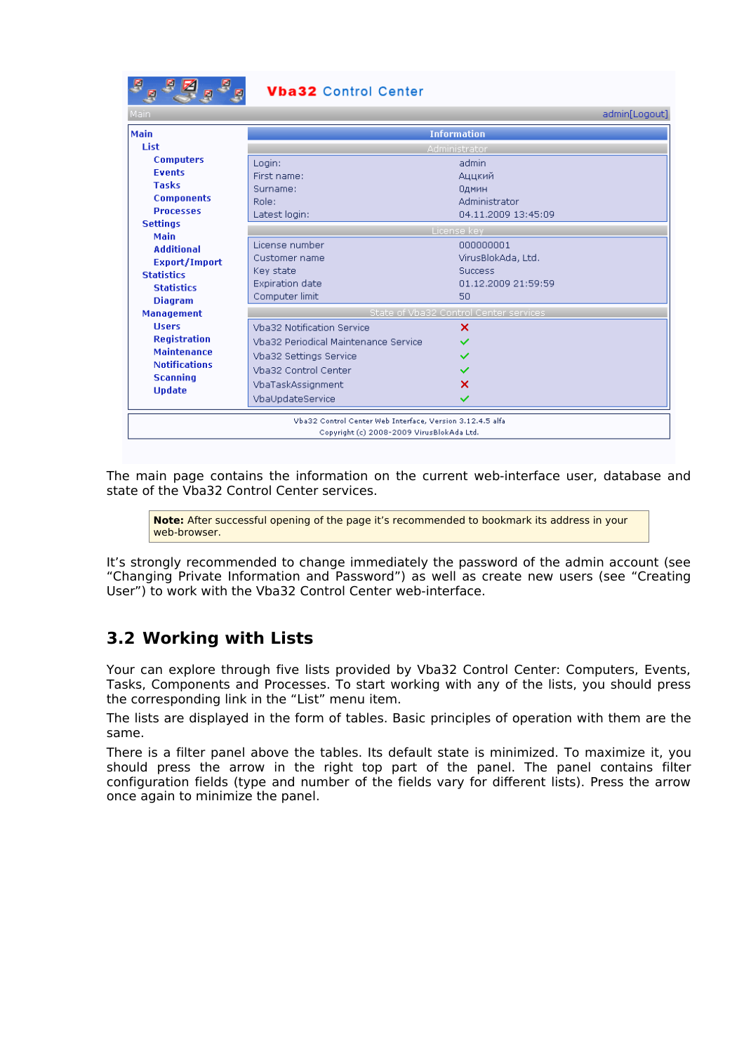The main page contains the information on the current web-interface user, database and state of the Vba32 Control Center services.

> **Note:** After successful opening of the page it's recommended to bookmark its address in your web-browser.

It's strongly recommended to change immediately the password of the admin account (see "Changing Private Information and Password") as well as create new users (see "Creating User") to work with the Vba32 Control Center web-interface.

## 3.2 Working with Lists

Your can explore through five lists provided by Vba32 Control Center: Computers, Events, Tasks, Components and Processes. To start working with any of the lists, you should press the corresponding link in the "List" menu item.

The lists are displayed in the form of tables. Basic principles of operation with them are the same.

There is a filter panel above the tables. Its default state is minimized. To maximize it, you should press the arrow in the right top part of the panel. The panel contains filter configuration fields (type and number of the fields vary for different lists). Press the arrow once again to minimize the panel.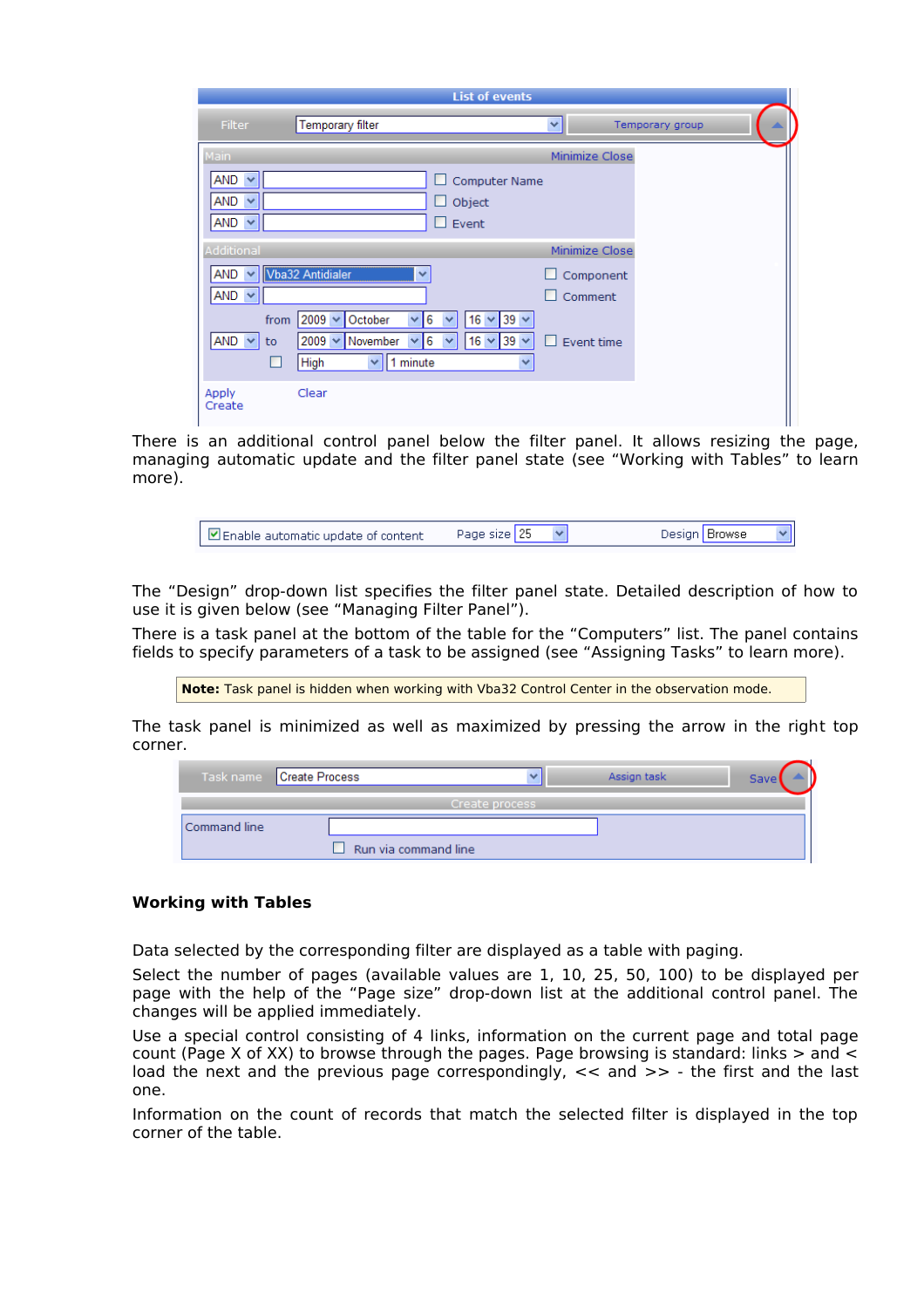There is an additional control panel below the filter panel. It allows resizing the page, managing automatic update and the filter panel state (see "Working with Tables" to learn more).

The "Design" drop-down list specifies the filter panel state. Detailed description of how to use it is given below (see "Managing Filter Panel").

There is a task panel at the bottom of the table for the "Computers" list. The panel contains fields to specify parameters of a task to be assigned (see "Assigning Tasks" to learn more).

**Note:** Task panel is hidden when working with Vba32 Control Center in the observation mode.

The task panel is minimized as well as maximized by pressing the arrow in the right top corner.

### Working with Tables

Data selected by the corresponding filter are displayed as a table with paging.

Select the number of pages (available values are 1, 10, 25, 50, 100) to be displayed per page with the help of the "Page size" drop-down list at the additional control panel. The changes will be applied immediately.

Use a special control consisting of 4 links, information on the current page and total page count (Page X of XX) to browse through the pages. Page browsing is standard: links > and < load the next and the previous page correspondingly, << and >> - the first and the last one.

Information on the count of records that match the selected filter is displayed in the top corner of the table.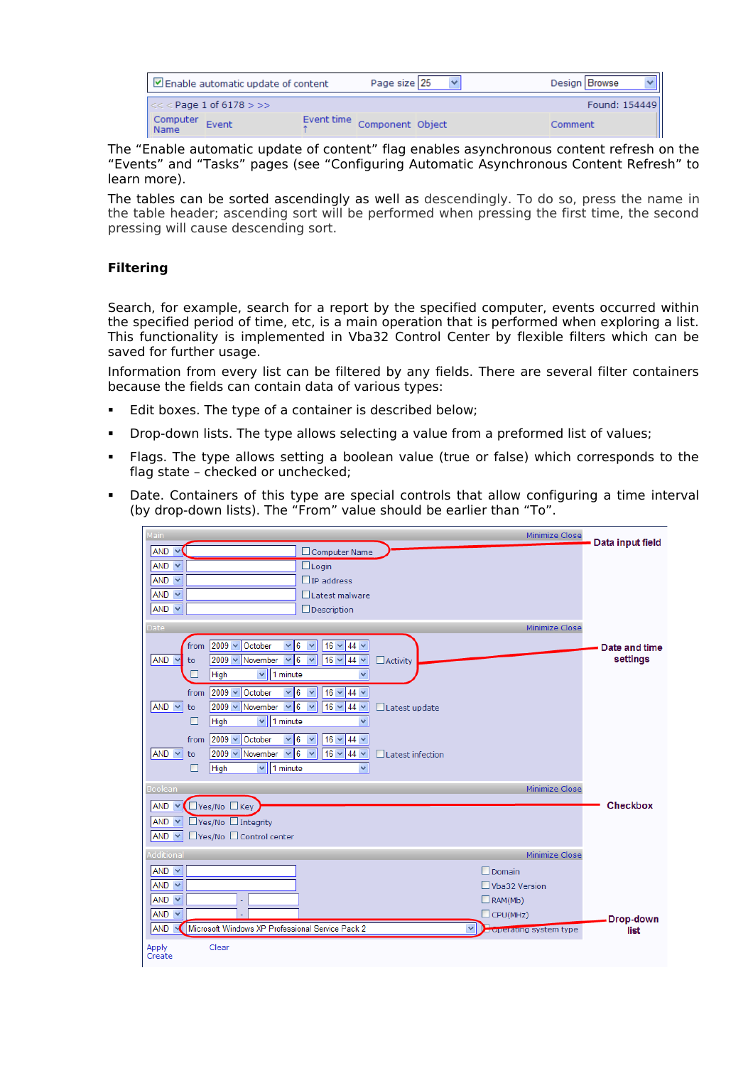The “Enable automatic update of content” flag enables asynchronous content refresh on the “Events” and “Tasks” pages (see “Configuring Automatic Asynchronous Content Refresh” to learn more).

The tables can be sorted ascendingly as well as descendingly. To do so, press the name in the table header; ascending sort will be performed when pressing the first time, the second pressing will cause descending sort.

### Filtering

Search, for example, search for a report by the specified computer, events occurred within the specified period of time, etc, is a main operation that is performed when exploring a list. This functionality is implemented in Vba32 Control Center by flexible filters which can be saved for further usage.

Information from every list can be filtered by any fields. There are several filter containers because the fields can contain data of various types:

- Edit boxes. The type of a container is described below;
- Drop-down lists. The type allows selecting a value from a preformed list of values;
- Flags. The type allows setting a boolean value (true or false) which corresponds to the flag state – checked or unchecked;
- Date. Containers of this type are special controls that allow configuring a time interval (by drop-down lists). The “From” value should be earlier than “To”.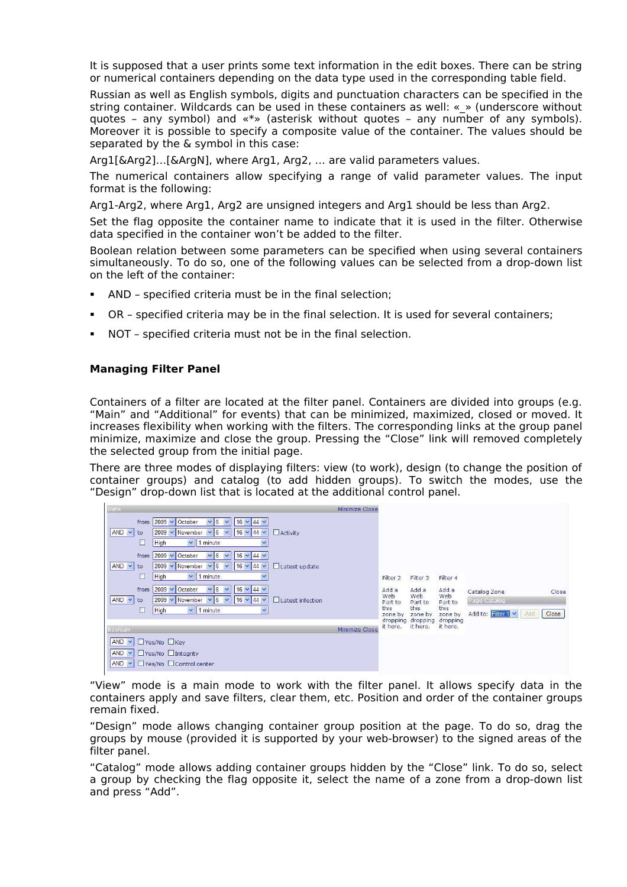It is supposed that a user prints some text information in the edit boxes. There can be string or numerical containers depending on the data type used in the corresponding table field.

Russian as well as English symbols, digits and punctuation characters can be specified in the string container. Wildcards can be used in these containers as well: «_» (underscore without quotes – any symbol) and «*» (asterisk without quotes – any number of any symbols). Moreover it is possible to specify a composite value of the container. The values should be separated by the & symbol in this case:

Arg1[&Arg2]…[&ArgN], where Arg1, Arg2, … are valid parameters values.

The numerical containers allow specifying a range of valid parameter values. The input format is the following:

Arg1-Arg2, where Arg1, Arg2 are unsigned integers and Arg1 should be less than Arg2.

Set the flag opposite the container name to indicate that it is used in the filter. Otherwise data specified in the container won't be added to the filter.

Boolean relation between some parameters can be specified when using several containers simultaneously. To do so, one of the following values can be selected from a drop-down list on the left of the container:

- AND – specified criteria must be in the final selection;
- OR – specified criteria may be in the final selection. It is used for several containers;
- NOT – specified criteria must not be in the final selection.

**Managing Filter Panel**

Containers of a filter are located at the filter panel. Containers are divided into groups (e.g. “Main” and “Additional” for events) that can be minimized, maximized, closed or moved. It increases flexibility when working with the filters. The corresponding links at the group panel minimize, maximize and close the group. Pressing the “Close” link will removed completely the selected group from the initial page.

There are three modes of displaying filters: view (to work), design (to change the position of container groups) and catalog (to add hidden groups). To switch the modes, use the “Design” drop-down list that is located at the additional control panel.

“View” mode is a main mode to work with the filter panel. It allows specify data in the containers apply and save filters, clear them, etc. Position and order of the container groups remain fixed.

“Design” mode allows changing container group position at the page. To do so, drag the groups by mouse (provided it is supported by your web-browser) to the signed areas of the filter panel.

“Catalog” mode allows adding container groups hidden by the “Close” link. To do so, select a group by checking the flag opposite it, select the name of a zone from a drop-down list and press “Add”.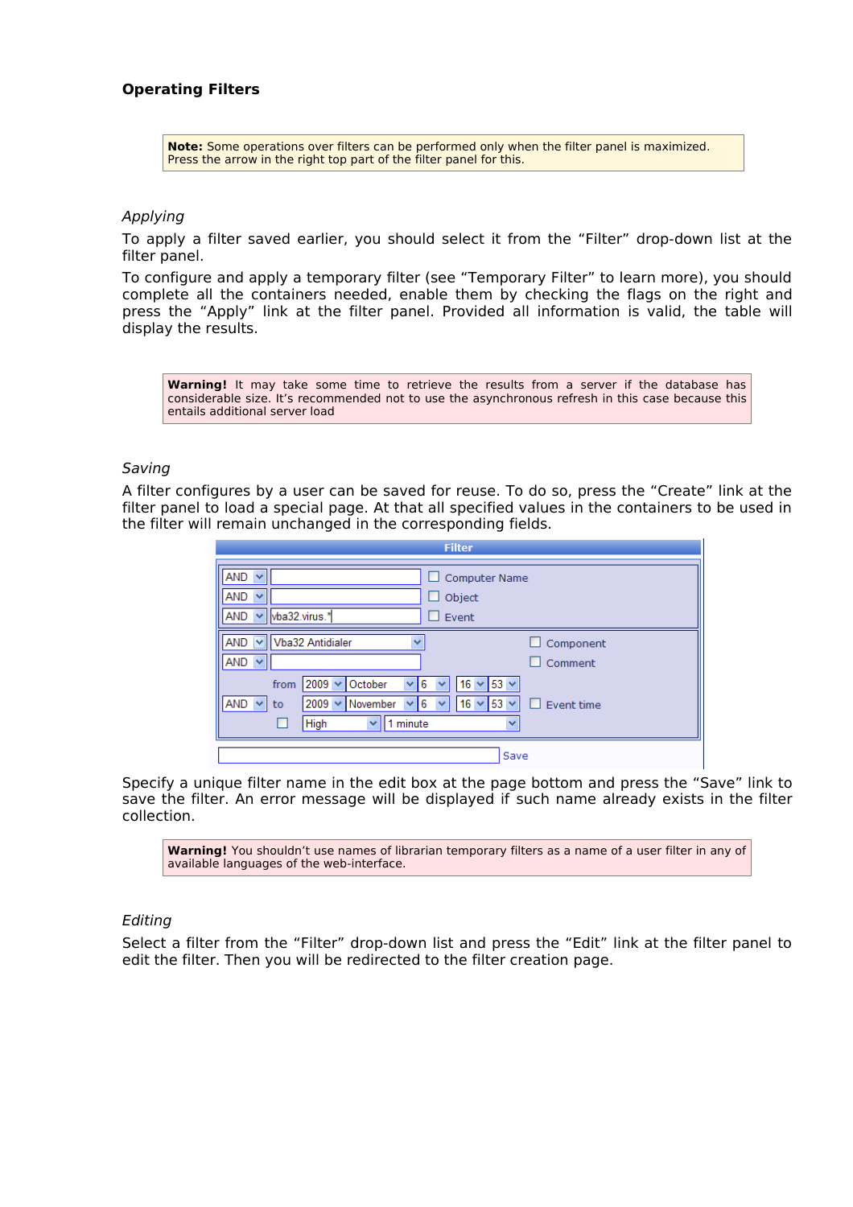**Operating Filters**

> **Note:** Some operations over filters can be performed only when the filter panel is maximized. Press the arrow in the right top part of the filter panel for this.

*Applying*

To apply a filter saved earlier, you should select it from the “Filter” drop-down list at the filter panel.

To configure and apply a temporary filter (see “Temporary Filter” to learn more), you should complete all the containers needed, enable them by checking the flags on the right and press the “Apply” link at the filter panel. Provided all information is valid, the table will display the results.

> **Warning!** It may take some time to retrieve the results from a server if the database has considerable size. It’s recommended not to use the asynchronous refresh in this case because this entails additional server load

*Saving*

A filter configures by a user can be saved for reuse. To do so, press the “Create” link at the filter panel to load a special page. At that all specified values in the containers to be used in the filter will remain unchanged in the corresponding fields.

Specify a unique filter name in the edit box at the page bottom and press the “Save” link to save the filter. An error message will be displayed if such name already exists in the filter collection.

> **Warning!** You shouldn’t use names of librarian temporary filters as a name of a user filter in any of available languages of the web-interface.

*Editing*

Select a filter from the “Filter” drop-down list and press the “Edit” link at the filter panel to edit the filter. Then you will be redirected to the filter creation page.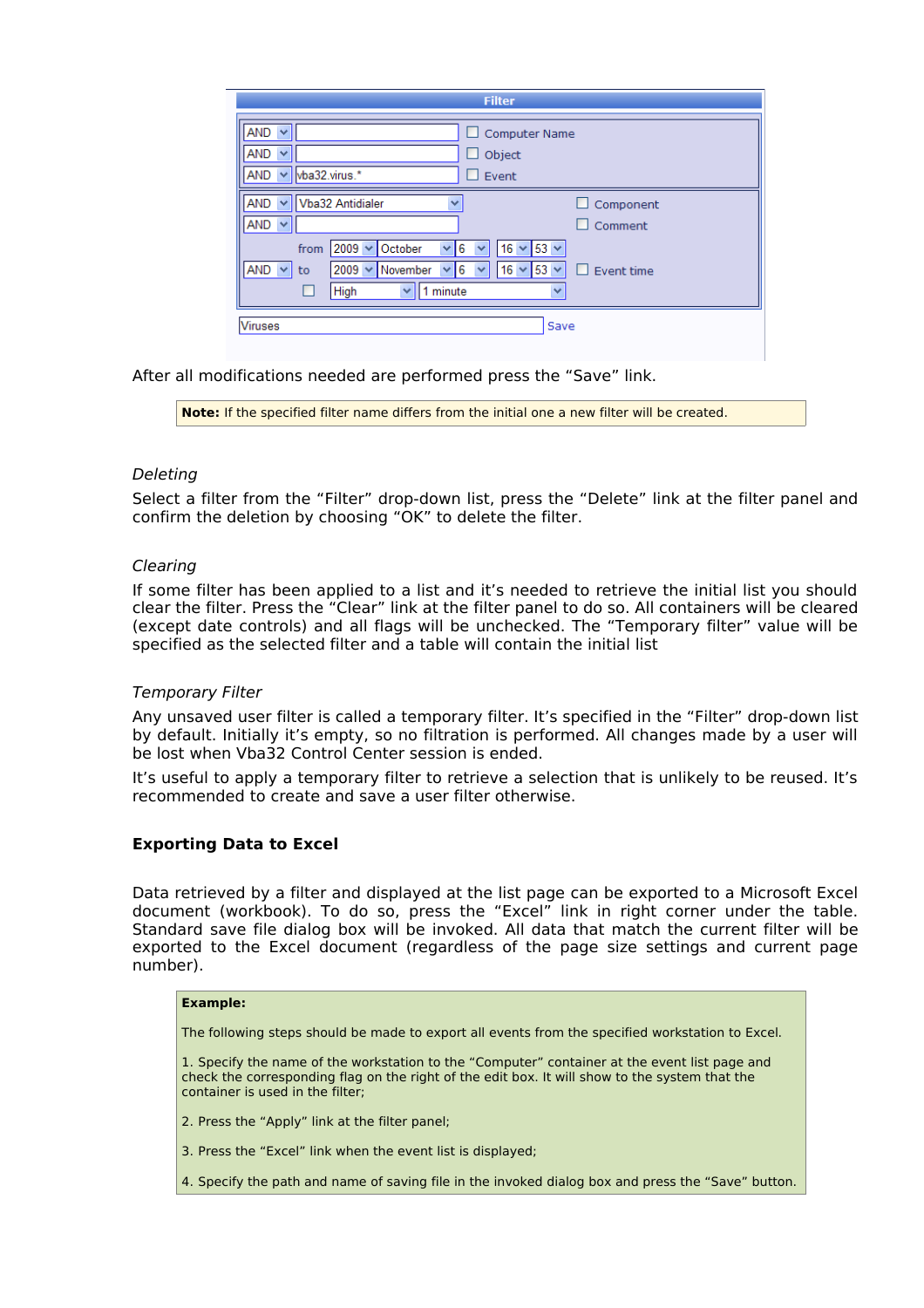After all modifications needed are performed press the "Save" link.

**Note:** If the specified filter name differs from the initial one a new filter will be created.

*Deleting*

Select a filter from the "Filter" drop-down list, press the "Delete" link at the filter panel and confirm the deletion by choosing "OK" to delete the filter.

*Clearing*

If some filter has been applied to a list and it's needed to retrieve the initial list you should clear the filter. Press the "Clear" link at the filter panel to do so. All containers will be cleared (except date controls) and all flags will be unchecked. The "Temporary filter" value will be specified as the selected filter and a table will contain the initial list

*Temporary Filter*

Any unsaved user filter is called a temporary filter. It's specified in the "Filter" drop-down list by default. Initially it's empty, so no filtration is performed. All changes made by a user will be lost when Vba32 Control Center session is ended.

It's useful to apply a temporary filter to retrieve a selection that is unlikely to be reused. It's recommended to create and save a user filter otherwise.

**Exporting Data to Excel**

Data retrieved by a filter and displayed at the list page can be exported to a Microsoft Excel document (workbook). To do so, press the "Excel" link in right corner under the table. Standard save file dialog box will be invoked. All data that match the current filter will be exported to the Excel document (regardless of the page size settings and current page number).

**Example:**

The following steps should be made to export all events from the specified workstation to Excel.

1. Specify the name of the workstation to the "Computer" container at the event list page and check the corresponding flag on the right of the edit box. It will show to the system that the container is used in the filter;

2. Press the "Apply" link at the filter panel;

3. Press the "Excel" link when the event list is displayed;

4. Specify the path and name of saving file in the invoked dialog box and press the "Save" button.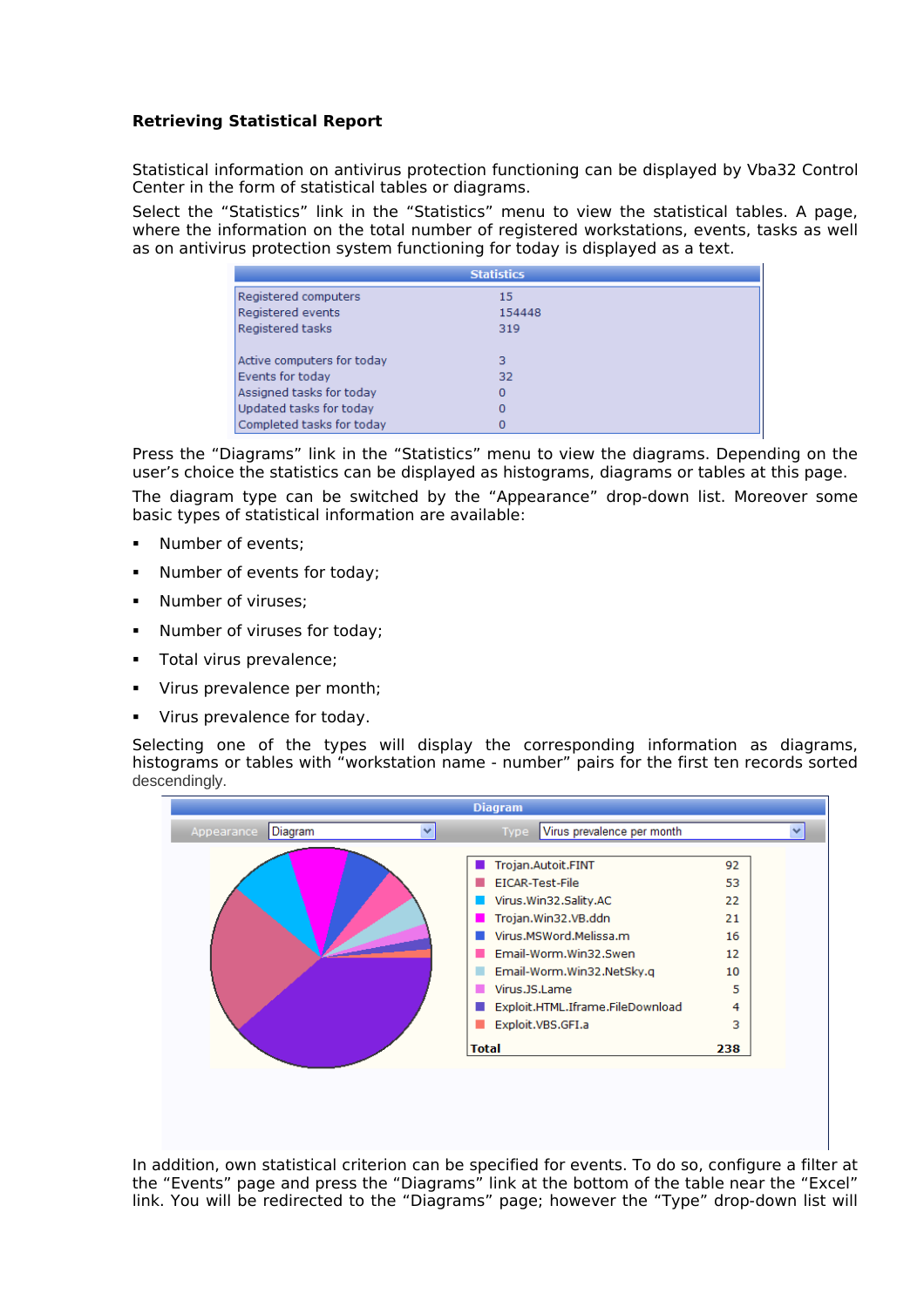**Retrieving Statistical Report**

Statistical information on antivirus protection functioning can be displayed by Vba32 Control Center in the form of statistical tables or diagrams.

Select the “Statistics” link in the “Statistics” menu to view the statistical tables. A page, where the information on the total number of registered workstations, events, tasks as well as on antivirus protection system functioning for today is displayed as a text.

| Statistics | |
|---|---|
| Registered computers | 15 |
| Registered events | 154448 |
| Registered tasks | 319 |
| | |
| Active computers for today | 3 |
| Events for today | 32 |
| Assigned tasks for today | 0 |
| Updated tasks for today | 0 |
| Completed tasks for today | 0 |

Press the “Diagrams” link in the “Statistics” menu to view the diagrams. Depending on the user’s choice the statistics can be displayed as histograms, diagrams or tables at this page.

The diagram type can be switched by the “Appearance” drop-down list. Moreover some basic types of statistical information are available:

- Number of events;
- Number of events for today;
- Number of viruses;
- Number of viruses for today;
- Total virus prevalence;
- Virus prevalence per month;
- Virus prevalence for today.

Selecting one of the types will display the corresponding information as diagrams, histograms or tables with “workstation name - number” pairs for the first ten records sorted descendingly.

Diagram — Appearance: Diagram; Type: Virus prevalence per month

| Name | Number |
|---|---|
| Trojan.Autoit.FINT | 92 |
| EICAR-Test-File | 53 |
| Virus.Win32.Sality.AC | 22 |
| Trojan.Win32.VB.ddn | 21 |
| Virus.MSWord.Melissa.m | 16 |
| Email-Worm.Win32.Swen | 12 |
| Email-Worm.Win32.NetSky.q | 10 |
| Virus.JS.Lame | 5 |
| Exploit.HTML.Iframe.FileDownload | 4 |
| Exploit.VBS.GFI.a | 3 |
| **Total** | **238** |

In addition, own statistical criterion can be specified for events. To do so, configure a filter at the “Events” page and press the “Diagrams” link at the bottom of the table near the “Excel” link. You will be redirected to the “Diagrams” page; however the “Type” drop-down list will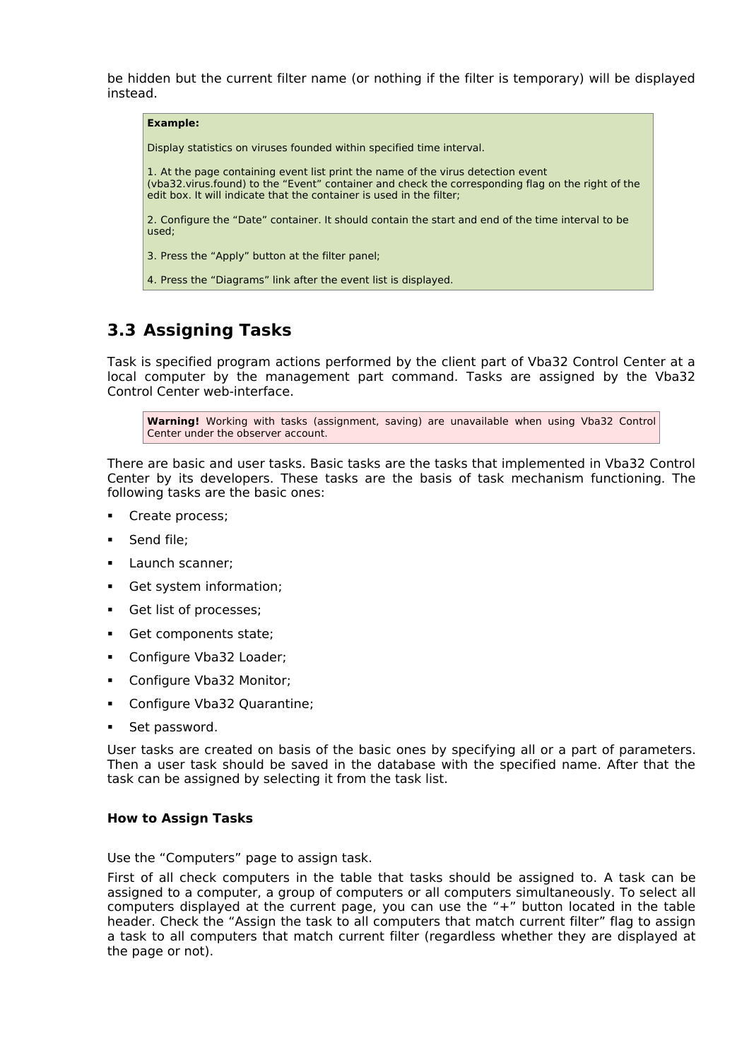be hidden but the current filter name (or nothing if the filter is temporary) will be displayed instead.

> **Example:**
>
> Display statistics on viruses founded within specified time interval.
>
> 1. At the page containing event list print the name of the virus detection event (vba32.virus.found) to the “Event” container and check the corresponding flag on the right of the edit box. It will indicate that the container is used in the filter;
>
> 2. Configure the “Date” container. It should contain the start and end of the time interval to be used;
>
> 3. Press the “Apply” button at the filter panel;
>
> 4. Press the “Diagrams” link after the event list is displayed.

## 3.3 Assigning Tasks

Task is specified program actions performed by the client part of Vba32 Control Center at a local computer by the management part command. Tasks are assigned by the Vba32 Control Center web-interface.

> **Warning!** Working with tasks (assignment, saving) are unavailable when using Vba32 Control Center under the observer account.

There are basic and user tasks. Basic tasks are the tasks that implemented in Vba32 Control Center by its developers. These tasks are the basis of task mechanism functioning. The following tasks are the basic ones:

- Create process;
- Send file;
- Launch scanner;
- Get system information;
- Get list of processes;
- Get components state;
- Configure Vba32 Loader;
- Configure Vba32 Monitor;
- Configure Vba32 Quarantine;
- Set password.

User tasks are created on basis of the basic ones by specifying all or a part of parameters. Then a user task should be saved in the database with the specified name. After that the task can be assigned by selecting it from the task list.

#### How to Assign Tasks

Use the “Computers” page to assign task.

First of all check computers in the table that tasks should be assigned to. A task can be assigned to a computer, a group of computers or all computers simultaneously. To select all computers displayed at the current page, you can use the “+” button located in the table header. Check the “Assign the task to all computers that match current filter” flag to assign a task to all computers that match current filter (regardless whether they are displayed at the page or not).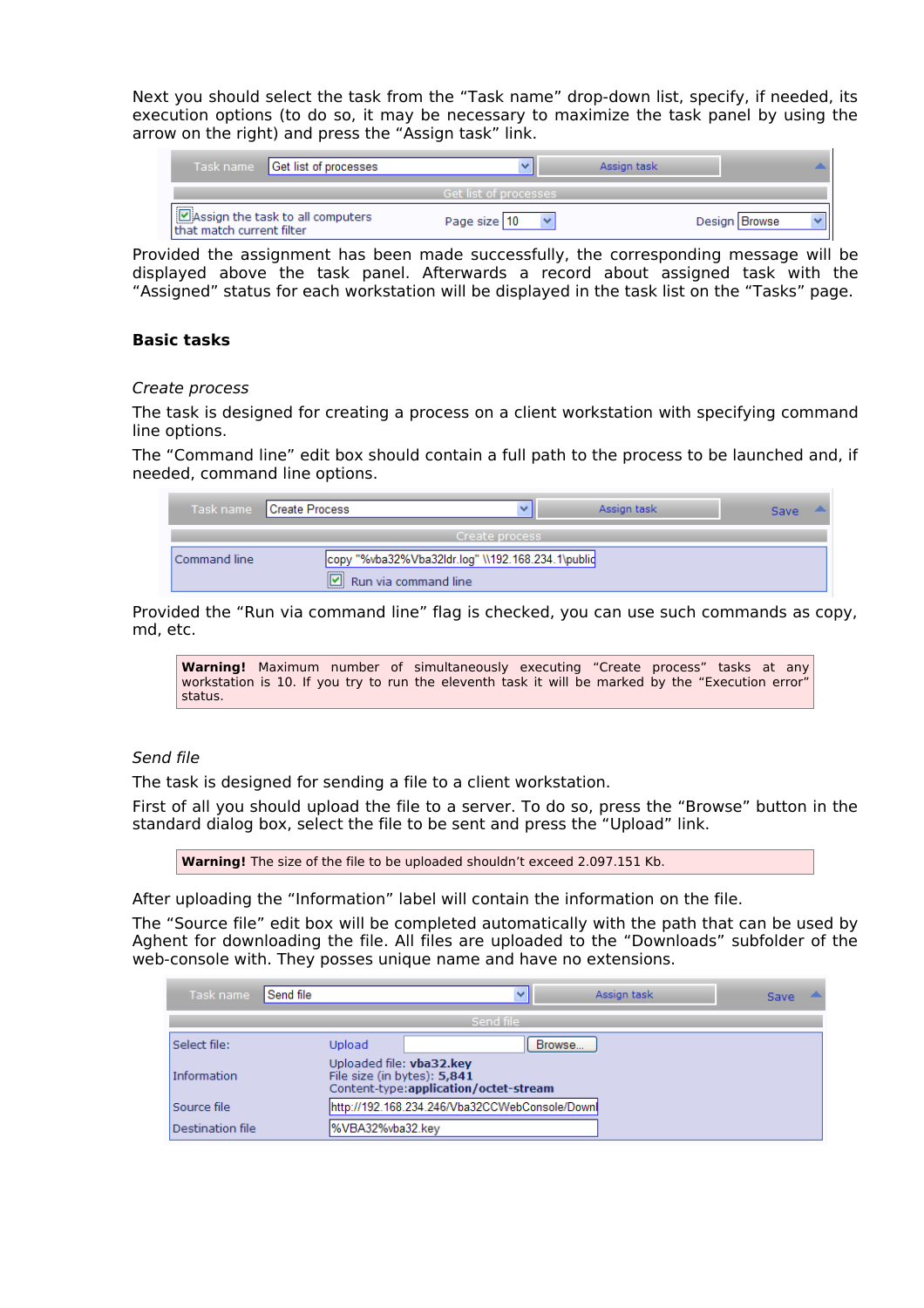Next you should select the task from the "Task name" drop-down list, specify, if needed, its execution options (to do so, it may be necessary to maximize the task panel by using the arrow on the right) and press the "Assign task" link.

Provided the assignment has been made successfully, the corresponding message will be displayed above the task panel. Afterwards a record about assigned task with the "Assigned" status for each workstation will be displayed in the task list on the "Tasks" page.

### Basic tasks

*Create process*

The task is designed for creating a process on a client workstation with specifying command line options.

The "Command line" edit box should contain a full path to the process to be launched and, if needed, command line options.

Provided the "Run via command line" flag is checked, you can use such commands as copy, md, etc.

> **Warning!** Maximum number of simultaneously executing "Create process" tasks at any workstation is 10. If you try to run the eleventh task it will be marked by the "Execution error" status.

*Send file*

The task is designed for sending a file to a client workstation.

First of all you should upload the file to a server. To do so, press the "Browse" button in the standard dialog box, select the file to be sent and press the "Upload" link.

> **Warning!** The size of the file to be uploaded shouldn't exceed 2.097.151 Kb.

After uploading the "Information" label will contain the information on the file.

The "Source file" edit box will be completed automatically with the path that can be used by Aghent for downloading the file. All files are uploaded to the "Downloads" subfolder of the web-console with. They posses unique name and have no extensions.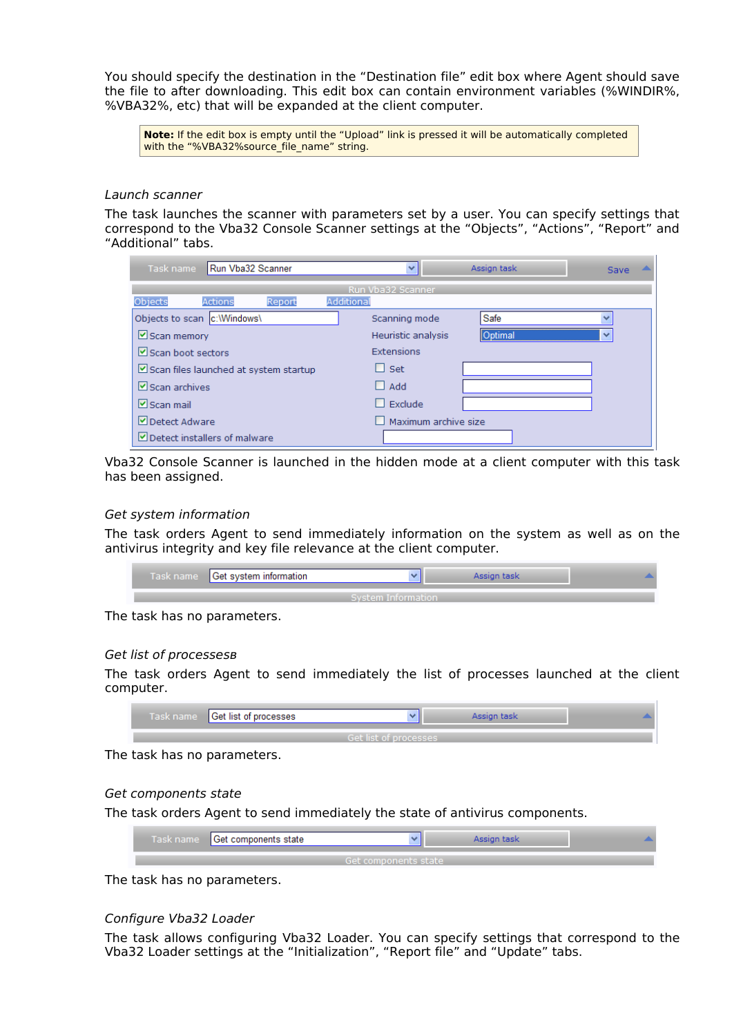You should specify the destination in the "Destination file" edit box where Agent should save the file to after downloading. This edit box can contain environment variables (%WINDIR%, %VBA32%, etc) that will be expanded at the client computer.

> **Note:** If the edit box is empty until the "Upload" link is pressed it will be automatically completed with the "%VBA32%source_file_name" string.

*Launch scanner*

The task launches the scanner with parameters set by a user. You can specify settings that correspond to the Vba32 Console Scanner settings at the "Objects", "Actions", "Report" and "Additional" tabs.

Vba32 Console Scanner is launched in the hidden mode at a client computer with this task has been assigned.

*Get system information*

The task orders Agent to send immediately information on the system as well as on the antivirus integrity and key file relevance at the client computer.

The task has no parameters.

*Get list of processesв*

The task orders Agent to send immediately the list of processes launched at the client computer.

The task has no parameters.

*Get components state*

The task orders Agent to send immediately the state of antivirus components.

The task has no parameters.

*Configure Vba32 Loader*

The task allows configuring Vba32 Loader. You can specify settings that correspond to the Vba32 Loader settings at the "Initialization", "Report file" and "Update" tabs.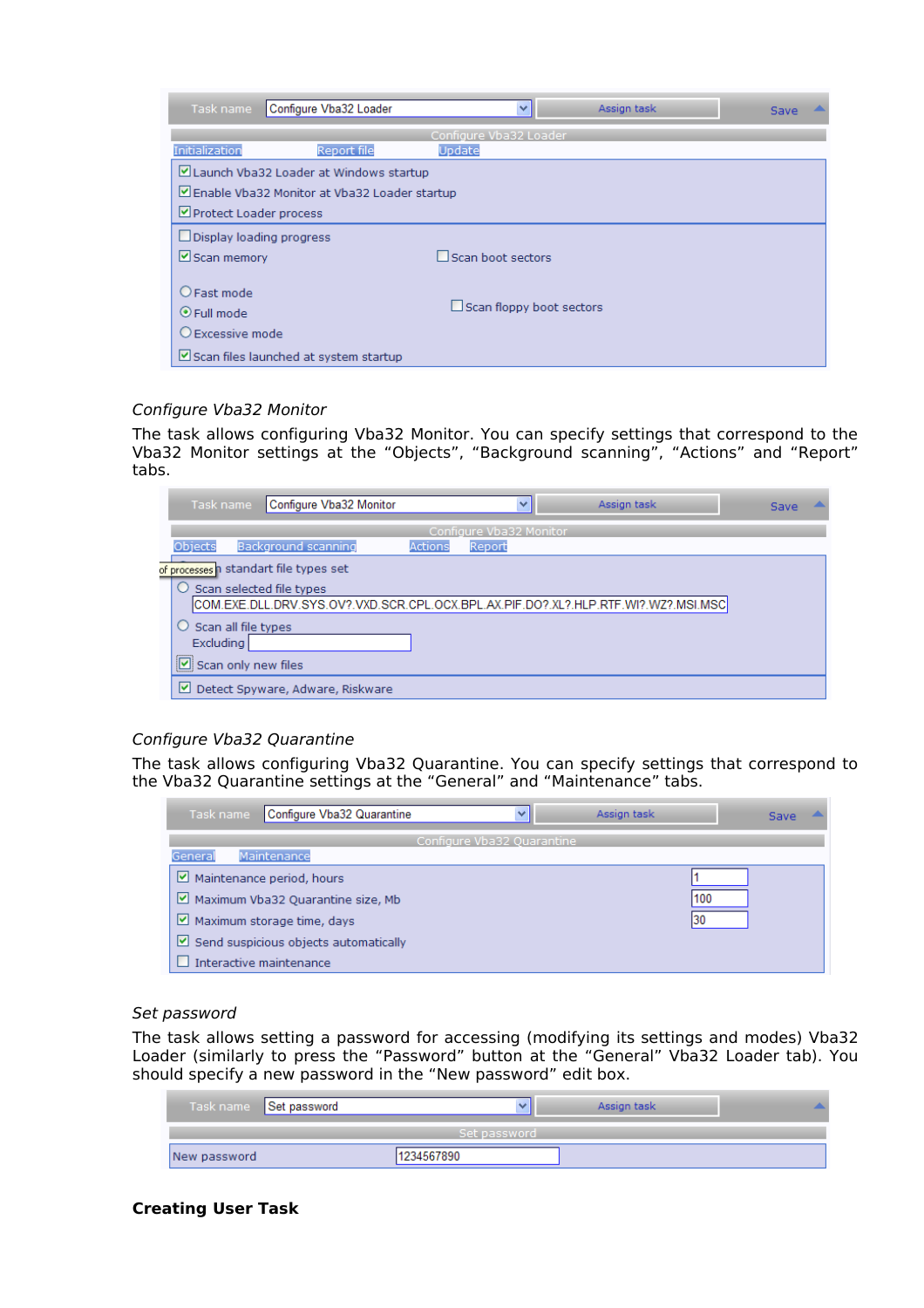| Task name | Configure Vba32 Loader | Assign task | Save |
|---|---|---|---|

Configure Vba32 Loader

Initialization Report file Update

- ☑ Launch Vba32 Loader at Windows startup
- ☑ Enable Vba32 Monitor at Vba32 Loader startup
- ☑ Protect Loader process

- ☐ Display loading progress
- ☑ Scan memory ☐ Scan boot sectors
- ○ Fast mode
- ◉ Full mode ☐ Scan floppy boot sectors
- ○ Excessive mode
- ☑ Scan files launched at system startup

*Configure Vba32 Monitor*

The task allows configuring Vba32 Monitor. You can specify settings that correspond to the Vba32 Monitor settings at the “Objects”, “Background scanning”, “Actions” and “Report” tabs.

| Task name | Configure Vba32 Monitor | Assign task | Save |
|---|---|---|---|

Configure Vba32 Monitor

Objects Background scanning Actions Report

- of processes n standart file types set
- ○ Scan selected file types
  COM.EXE.DLL.DRV.SYS.OV?.VXD.SCR.CPL.OCX.BPL.AX.PIF.DO?.XL?.HLP.RTF.WI?.WZ?.MSI.MSC
- ○ Scan all file types
  Excluding
- ☑ Scan only new files
- ☑ Detect Spyware, Adware, Riskware

*Configure Vba32 Quarantine*

The task allows configuring Vba32 Quarantine. You can specify settings that correspond to the Vba32 Quarantine settings at the “General” and “Maintenance” tabs.

| Task name | Configure Vba32 Quarantine | Assign task | Save |
|---|---|---|---|

Configure Vba32 Quarantine

General Maintenance

| Setting | Value |
|---|---|
| ☑ Maintenance period, hours | 1 |
| ☑ Maximum Vba32 Quarantine size, Mb | 100 |
| ☑ Maximum storage time, days | 30 |
| ☑ Send suspicious objects automatically | |
| ☐ Interactive maintenance | |

*Set password*

The task allows setting a password for accessing (modifying its settings and modes) Vba32 Loader (similarly to press the “Password” button at the “General” Vba32 Loader tab). You should specify a new password in the “New password” edit box.

| Task name | Set password | Assign task |
|---|---|---|

Set password

| New password | 1234567890 |
|---|---|

**Creating User Task**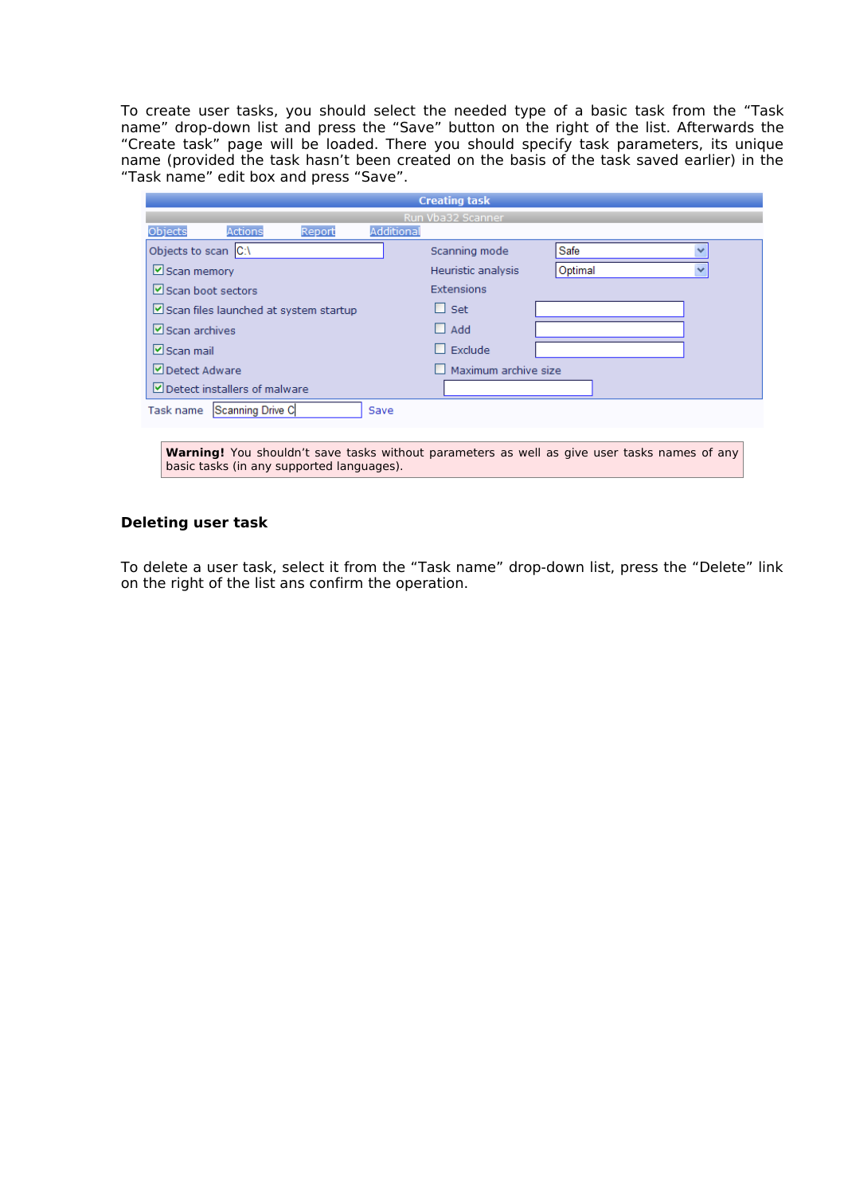To create user tasks, you should select the needed type of a basic task from the “Task name” drop-down list and press the “Save” button on the right of the list. Afterwards the “Create task” page will be loaded. There you should specify task parameters, its unique name (provided the task hasn’t been created on the basis of the task saved earlier) in the “Task name” edit box and press “Save”.

**Creating task**

Run Vba32 Scanner

Objects | Actions | Report | Additional

| | | | |
|---|---|---|---|
| Objects to scan | C:\ | Scanning mode | Safe |
| ☑ Scan memory | | Heuristic analysis | Optimal |
| ☑ Scan boot sectors | | Extensions | |
| ☑ Scan files launched at system startup | | ☐ Set | |
| ☑ Scan archives | | ☐ Add | |
| ☑ Scan mail | | ☐ Exclude | |
| ☑ Detect Adware | | ☐ Maximum archive size | |
| ☑ Detect installers of malware | | | |

Task name: Scanning Drive C | Save

> **Warning!** You shouldn’t save tasks without parameters as well as give user tasks names of any basic tasks (in any supported languages).

### Deleting user task

To delete a user task, select it from the “Task name” drop-down list, press the “Delete” link on the right of the list ans confirm the operation.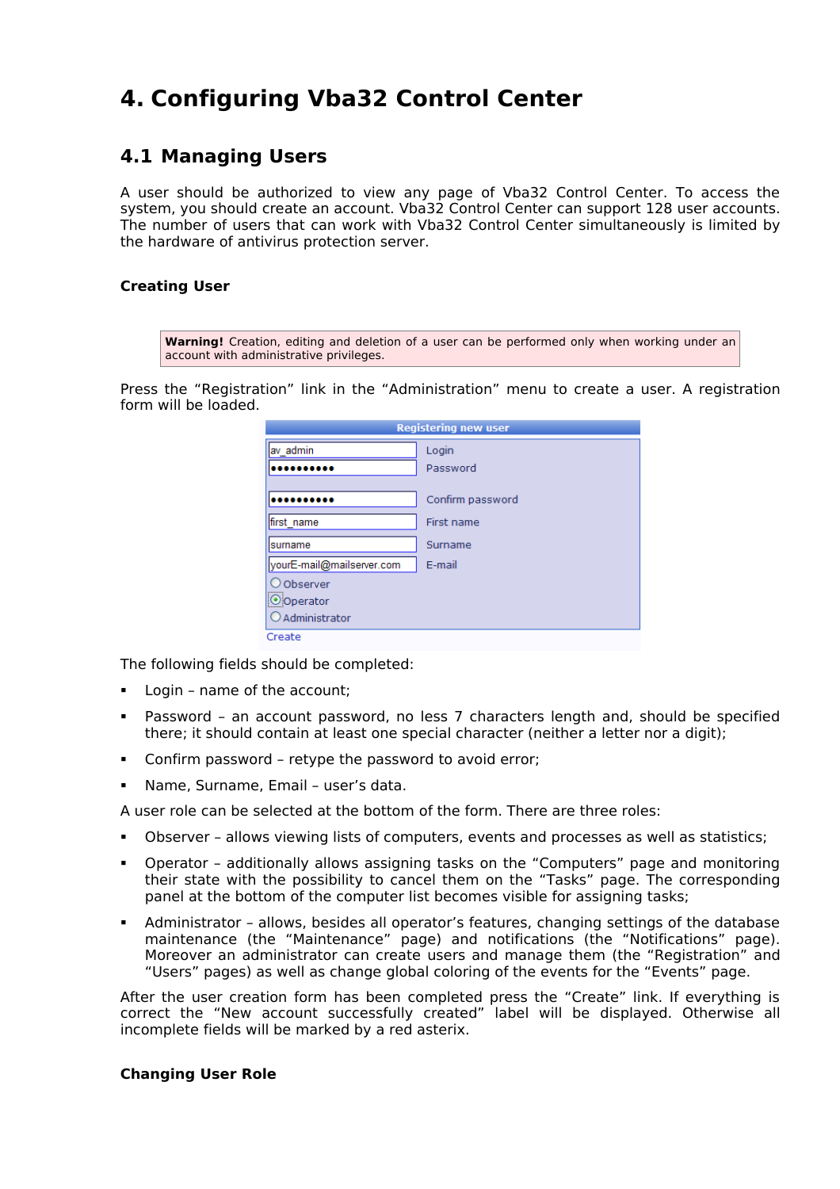# 4. Configuring Vba32 Control Center

## 4.1 Managing Users

A user should be authorized to view any page of Vba32 Control Center. To access the system, you should create an account. Vba32 Control Center can support 128 user accounts. The number of users that can work with Vba32 Control Center simultaneously is limited by the hardware of antivirus protection server.

### Creating User

**Warning!** Creation, editing and deletion of a user can be performed only when working under an account with administrative privileges.

Press the “Registration” link in the “Administration” menu to create a user. A registration form will be loaded.

The following fields should be completed:

- Login – name of the account;
- Password – an account password, no less 7 characters length and, should be specified there; it should contain at least one special character (neither a letter nor a digit);
- Confirm password – retype the password to avoid error;
- Name, Surname, Email – user’s data.

A user role can be selected at the bottom of the form. There are three roles:

- Observer – allows viewing lists of computers, events and processes as well as statistics;
- Operator – additionally allows assigning tasks on the “Computers” page and monitoring their state with the possibility to cancel them on the “Tasks” page. The corresponding panel at the bottom of the computer list becomes visible for assigning tasks;
- Administrator – allows, besides all operator’s features, changing settings of the database maintenance (the “Maintenance” page) and notifications (the “Notifications” page). Moreover an administrator can create users and manage them (the “Registration” and “Users” pages) as well as change global coloring of the events for the “Events” page.

After the user creation form has been completed press the “Create” link. If everything is correct the “New account successfully created” label will be displayed. Otherwise all incomplete fields will be marked by a red asterix.

### Changing User Role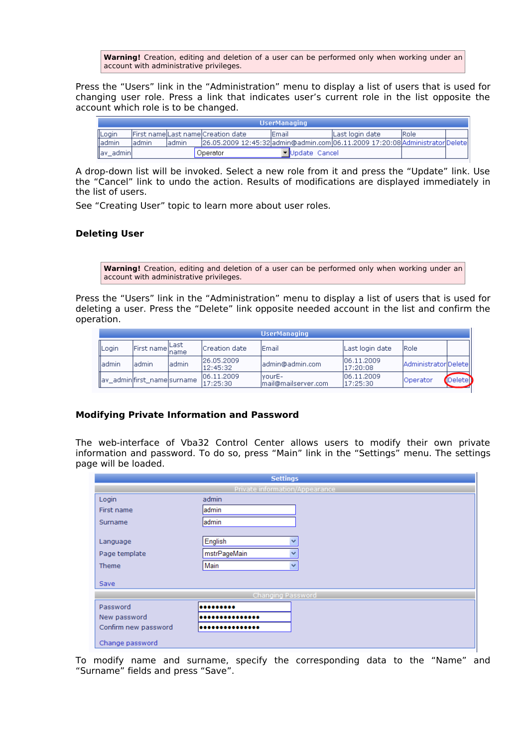> **Warning!** Creation, editing and deletion of a user can be performed only when working under an account with administrative privileges.

Press the “Users” link in the “Administration” menu to display a list of users that is used for changing user role. Press a link that indicates user’s current role in the list opposite the account which role is to be changed.

| UserManaging | | | | | | | |
|---|---|---|---|---|---|---|---|
| Login | First name | Last name | Creation date | Email | Last login date | Role | |
| admin | admin | admin | 26.05.2009 12:45:32 | admin@admin.com | 06.11.2009 17:20:08 | Administrator | Delete |
| av_admin | | | | Operator | Update Cancel | | |

A drop-down list will be invoked. Select a new role from it and press the “Update” link. Use the “Cancel” link to undo the action. Results of modifications are displayed immediately in the list of users.

See “Creating User” topic to learn more about user roles.

### Deleting User

> **Warning!** Creation, editing and deletion of a user can be performed only when working under an account with administrative privileges.

Press the “Users” link in the “Administration” menu to display a list of users that is used for deleting a user. Press the “Delete” link opposite needed account in the list and confirm the operation.

| UserManaging | | | | | | | |
|---|---|---|---|---|---|---|---|
| Login | First name | Last name | Creation date | Email | Last login date | Role | |
| admin | admin | admin | 26.05.2009 12:45:32 | admin@admin.com | 06.11.2009 17:20:08 | Administrator | Delete |
| av_admin | first_name | surname | 06.11.2009 17:25:30 | yourE-mail@mailserver.com | 06.11.2009 17:25:30 | Operator | Delete |

### Modifying Private Information and Password

The web-interface of Vba32 Control Center allows users to modify their own private information and password. To do so, press “Main” link in the “Settings” menu. The settings page will be loaded.

| Settings | |
|---|---|
| **Private information/Appearance** | |
| Login | admin |
| First name | admin |
| Surname | admin |
| Language | English |
| Page template | mstrPageMain |
| Theme | Main |
| Save | |
| **Changing Password** | |
| Password | ••••••••• |
| New password | ••••••••••••••• |
| Confirm new password | ••••••••••••••• |
| Change password | |

To modify name and surname, specify the corresponding data to the “Name” and “Surname” fields and press “Save”.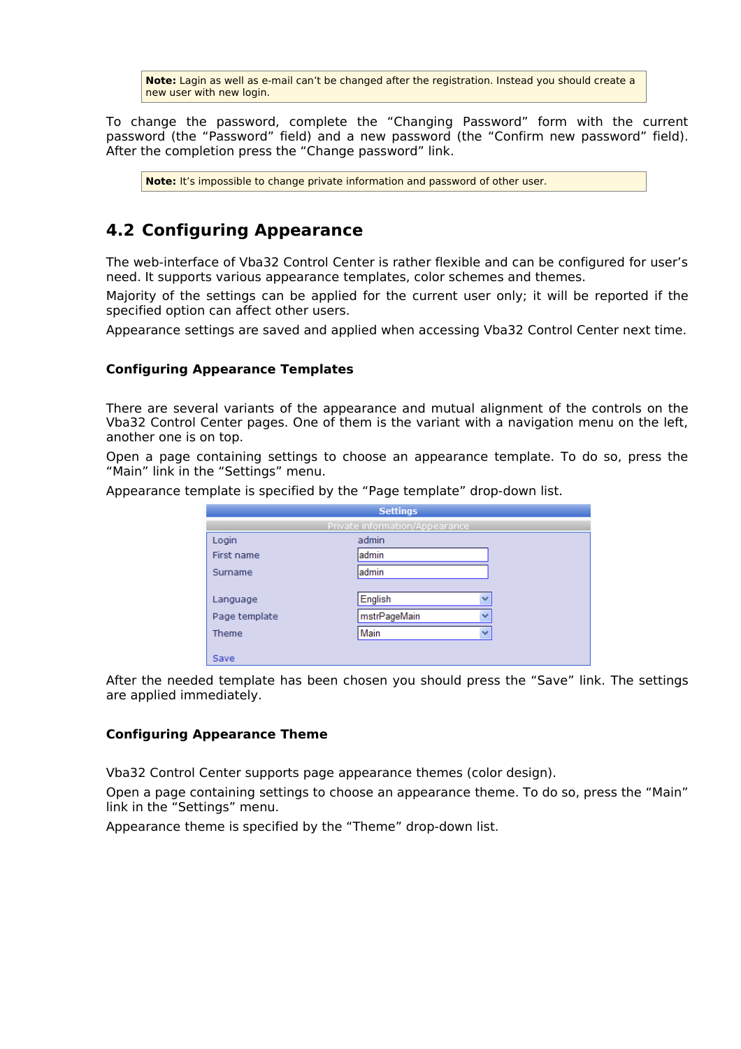> **Note:** Lagin as well as e-mail can't be changed after the registration. Instead you should create a new user with new login.

To change the password, complete the "Changing Password" form with the current password (the "Password" field) and a new password (the "Confirm new password" field). After the completion press the "Change password" link.

> **Note:** It's impossible to change private information and password of other user.

## 4.2 Configuring Appearance

The web-interface of Vba32 Control Center is rather flexible and can be configured for user's need. It supports various appearance templates, color schemes and themes.

Majority of the settings can be applied for the current user only; it will be reported if the specified option can affect other users.

Appearance settings are saved and applied when accessing Vba32 Control Center next time.

### Configuring Appearance Templates

There are several variants of the appearance and mutual alignment of the controls on the Vba32 Control Center pages. One of them is the variant with a navigation menu on the left, another one is on top.

Open a page containing settings to choose an appearance template. To do so, press the "Main" link in the "Settings" menu.

Appearance template is specified by the "Page template" drop-down list.

| Settings | |
|---|---|
| Private information/Appearance | |
| Login | admin |
| First name | admin |
| Surname | admin |
| Language | English |
| Page template | mstrPageMain |
| Theme | Main |
| Save | |

After the needed template has been chosen you should press the "Save" link. The settings are applied immediately.

### Configuring Appearance Theme

Vba32 Control Center supports page appearance themes (color design).

Open a page containing settings to choose an appearance theme. To do so, press the "Main" link in the "Settings" menu.

Appearance theme is specified by the "Theme" drop-down list.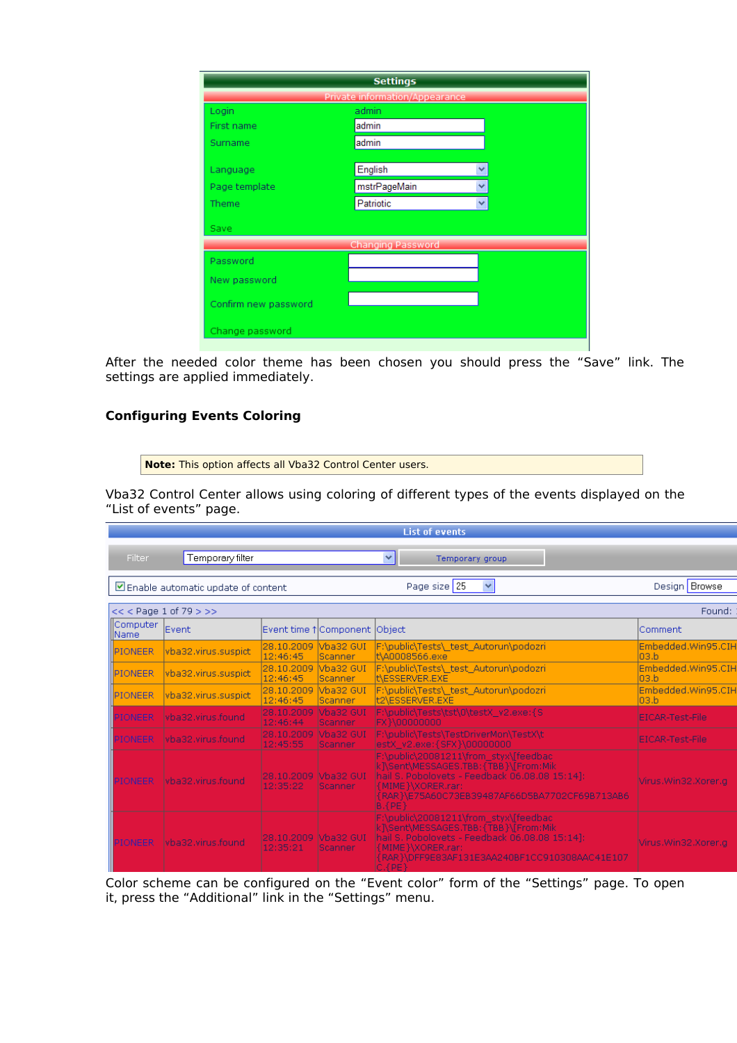| Settings | |
|---|---|
| Private information/Appearance | |
| Login | admin |
| First name | admin |
| Surname | admin |
| Language | English |
| Page template | mstrPageMain |
| Theme | Patriotic |
| Save | |
| Changing Password | |
| Password | |
| New password | |
| Confirm new password | |
| Change password | |

After the needed color theme has been chosen you should press the "Save" link. The settings are applied immediately.

### Configuring Events Coloring

> **Note:** This option affects all Vba32 Control Center users.

Vba32 Control Center allows using coloring of different types of the events displayed on the "List of events" page.

List of events

Filter: Temporary filter — Temporary group

Enable automatic update of content — Page size 25 — Design Browse

<< < Page 1 of 79 > >> — Found:

| Computer Name | Event | Event time ↑ | Component | Object | Comment |
|---|---|---|---|---|---|
| PIONEER | vba32.virus.suspict | 28.10.2009 12:46:45 | Vba32 GUI Scanner | F:\public\Tests\_test_Autorun\podozrit\A0008566.exe | Embedded.Win95.CIH03.b |
| PIONEER | vba32.virus.suspict | 28.10.2009 12:46:45 | Vba32 GUI Scanner | F:\public\Tests\_test_Autorun\podozrit\ESSERVER.EXE | Embedded.Win95.CIH03.b |
| PIONEER | vba32.virus.suspict | 28.10.2009 12:46:45 | Vba32 GUI Scanner | F:\public\Tests\_test_Autorun\podozrit2\ESSERVER.EXE | Embedded.Win95.CIH03.b |
| PIONEER | vba32.virus.found | 28.10.2009 12:46:44 | Vba32 GUI Scanner | F:\public\Tests\tst\0\testX_v2.exe:{SFX}\00000000 | EICAR-Test-File |
| PIONEER | vba32.virus.found | 28.10.2009 12:45:55 | Vba32 GUI Scanner | F:\public\Tests\TestDriverMon\TestX\testX_v2.exe:{SFX}\00000000 | EICAR-Test-File |
| PIONEER | vba32.virus.found | 28.10.2009 12:35:22 | Vba32 GUI Scanner | F:\public\20081211\from_styx\[feedback]\Sent\MESSAGES.TBB:{TBB}\[From:Mikhail S. Pobolovets - Feedback 06.08.08 15:14]:{MIME}\XORER.rar:{RAR}\E75A60C73EB39487AF66D5BA7702CF698713AB6B.{PE} | Virus.Win32.Xorer.g |
| PIONEER | vba32.virus.found | 28.10.2009 12:35:21 | Vba32 GUI Scanner | F:\public\20081211\from_styx\[feedback]\Sent\MESSAGES.TBB:{TBB}\[From:Mikhail S. Pobolovets - Feedback 06.08.08 15:14]:{MIME}\XORER.rar:{RAR}\DFF9E83AF131E3AA240BF1CC910308AAC41E107C.{PE} | Virus.Win32.Xorer.g |

Color scheme can be configured on the "Event color" form of the "Settings" page. To open it, press the "Additional" link in the "Settings" menu.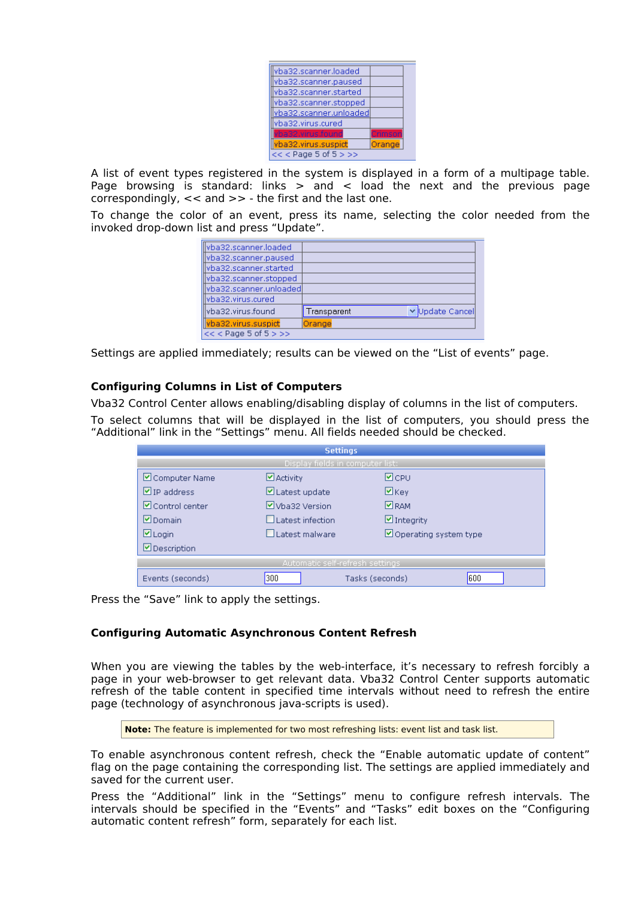| | |
|---|---|
| vba32.scanner.loaded | |
| vba32.scanner.paused | |
| vba32.scanner.started | |
| vba32.scanner.stopped | |
| vba32.scanner.unloaded | |
| vba32.virus.cured | |
| vba32.virus.found | Crimson |
| vba32.virus.suspict | Orange |

<< < Page 5 of 5 > >>

A list of event types registered in the system is displayed in a form of a multipage table. Page browsing is standard: links > and < load the next and the previous page correspondingly, << and >> - the first and the last one.

To change the color of an event, press its name, selecting the color needed from the invoked drop-down list and press "Update".

| | | |
|---|---|---|
| vba32.scanner.loaded | | |
| vba32.scanner.paused | | |
| vba32.scanner.started | | |
| vba32.scanner.stopped | | |
| vba32.scanner.unloaded | | |
| vba32.virus.cured | | |
| vba32.virus.found | Transparent | Update Cancel |
| vba32.virus.suspict | Orange | |

<< < Page 5 of 5 > >>

Settings are applied immediately; results can be viewed on the "List of events" page.

### Configuring Columns in List of Computers

Vba32 Control Center allows enabling/disabling display of columns in the list of computers.

To select columns that will be displayed in the list of computers, you should press the "Additional" link in the "Settings" menu. All fields needed should be checked.

**Settings**

Display fields in computer list:

| | | |
|---|---|---|
| ☑ Computer Name | ☑ Activity | ☑ CPU |
| ☑ IP address | ☑ Latest update | ☑ Key |
| ☑ Control center | ☑ Vba32 Version | ☑ RAM |
| ☑ Domain | ☐ Latest infection | ☑ Integrity |
| ☑ Login | ☐ Latest malware | ☑ Operating system type |
| ☑ Description | | |

Automatic self-refresh settings

| | | | |
|---|---|---|---|
| Events (seconds) | 300 | Tasks (seconds) | 600 |

Press the "Save" link to apply the settings.

### Configuring Automatic Asynchronous Content Refresh

When you are viewing the tables by the web-interface, it's necessary to refresh forcibly a page in your web-browser to get relevant data. Vba32 Control Center supports automatic refresh of the table content in specified time intervals without need to refresh the entire page (technology of asynchronous java-scripts is used).

> **Note:** The feature is implemented for two most refreshing lists: event list and task list.

To enable asynchronous content refresh, check the "Enable automatic update of content" flag on the page containing the corresponding list. The settings are applied immediately and saved for the current user.

Press the "Additional" link in the "Settings" menu to configure refresh intervals. The intervals should be specified in the "Events" and "Tasks" edit boxes on the "Configuring automatic content refresh" form, separately for each list.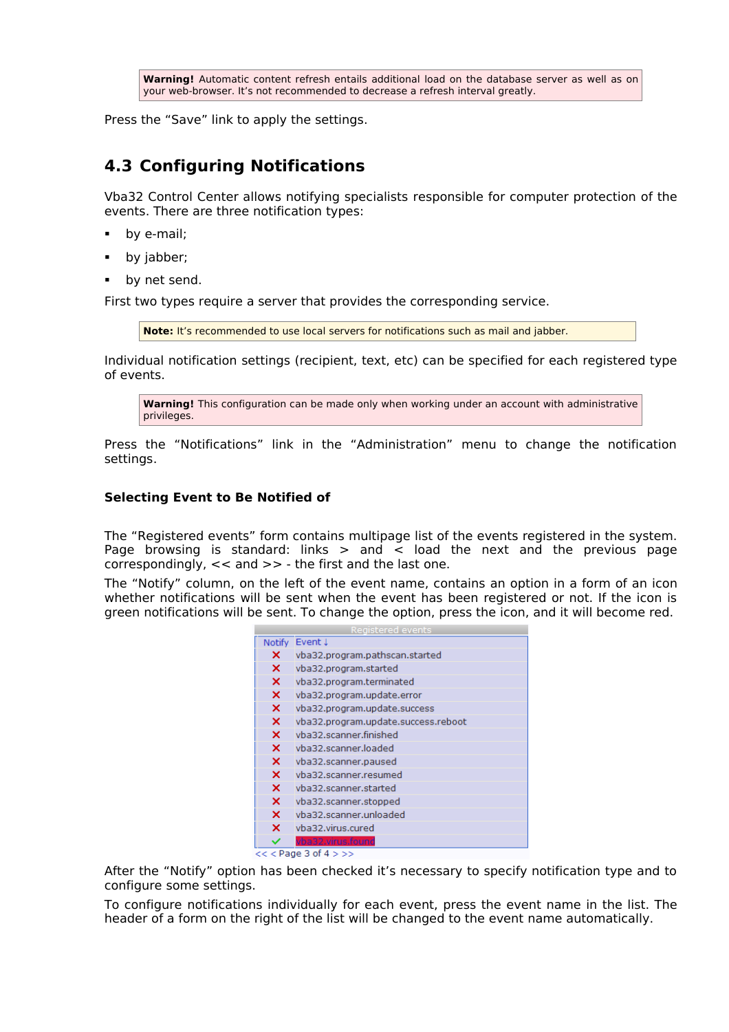> **Warning!** Automatic content refresh entails additional load on the database server as well as on your web-browser. It's not recommended to decrease a refresh interval greatly.

Press the "Save" link to apply the settings.

## 4.3 Configuring Notifications

Vba32 Control Center allows notifying specialists responsible for computer protection of the events. There are three notification types:

- by e-mail;
- by jabber;
- by net send.

First two types require a server that provides the corresponding service.

> **Note:** It's recommended to use local servers for notifications such as mail and jabber.

Individual notification settings (recipient, text, etc) can be specified for each registered type of events.

> **Warning!** This configuration can be made only when working under an account with administrative privileges.

Press the "Notifications" link in the "Administration" menu to change the notification settings.

### Selecting Event to Be Notified of

The "Registered events" form contains multipage list of the events registered in the system. Page browsing is standard: links > and < load the next and the previous page correspondingly, << and >> - the first and the last one.

The "Notify" column, on the left of the event name, contains an option in a form of an icon whether notifications will be sent when the event has been registered or not. If the icon is green notifications will be sent. To change the option, press the icon, and it will become red.

| Registered events | |
|---|---|
| Notify | Event ↓ |
| ✗ | vba32.program.pathscan.started |
| ✗ | vba32.program.started |
| ✗ | vba32.program.terminated |
| ✗ | vba32.program.update.error |
| ✗ | vba32.program.update.success |
| ✗ | vba32.program.update.success.reboot |
| ✗ | vba32.scanner.finished |
| ✗ | vba32.scanner.loaded |
| ✗ | vba32.scanner.paused |
| ✗ | vba32.scanner.resumed |
| ✗ | vba32.scanner.started |
| ✗ | vba32.scanner.stopped |
| ✗ | vba32.scanner.unloaded |
| ✗ | vba32.virus.cured |
| ✓ | vba32.virus.found |

<< < Page 3 of 4 > >>

After the "Notify" option has been checked it's necessary to specify notification type and to configure some settings.

To configure notifications individually for each event, press the event name in the list. The header of a form on the right of the list will be changed to the event name automatically.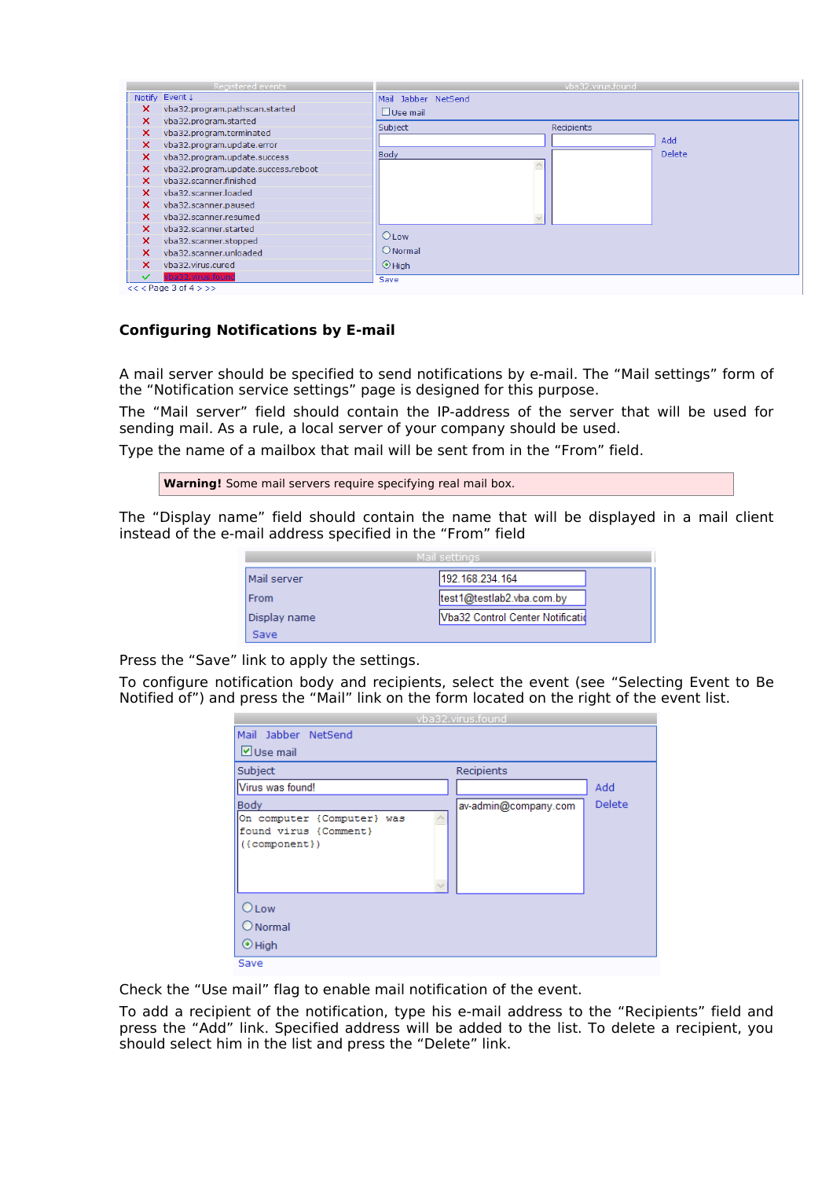## Configuring Notifications by E-mail

A mail server should be specified to send notifications by e-mail. The “Mail settings” form of the “Notification service settings” page is designed for this purpose.

The “Mail server” field should contain the IP-address of the server that will be used for sending mail. As a rule, a local server of your company should be used.

Type the name of a mailbox that mail will be sent from in the “From” field.

**Warning!** Some mail servers require specifying real mail box.

The “Display name” field should contain the name that will be displayed in a mail client instead of the e-mail address specified in the “From” field

Press the “Save” link to apply the settings.

To configure notification body and recipients, select the event (see “Selecting Event to Be Notified of”) and press the “Mail” link on the form located on the right of the event list.

Check the “Use mail” flag to enable mail notification of the event.

To add a recipient of the notification, type his e-mail address to the “Recipients” field and press the “Add” link. Specified address will be added to the list. To delete a recipient, you should select him in the list and press the “Delete” link.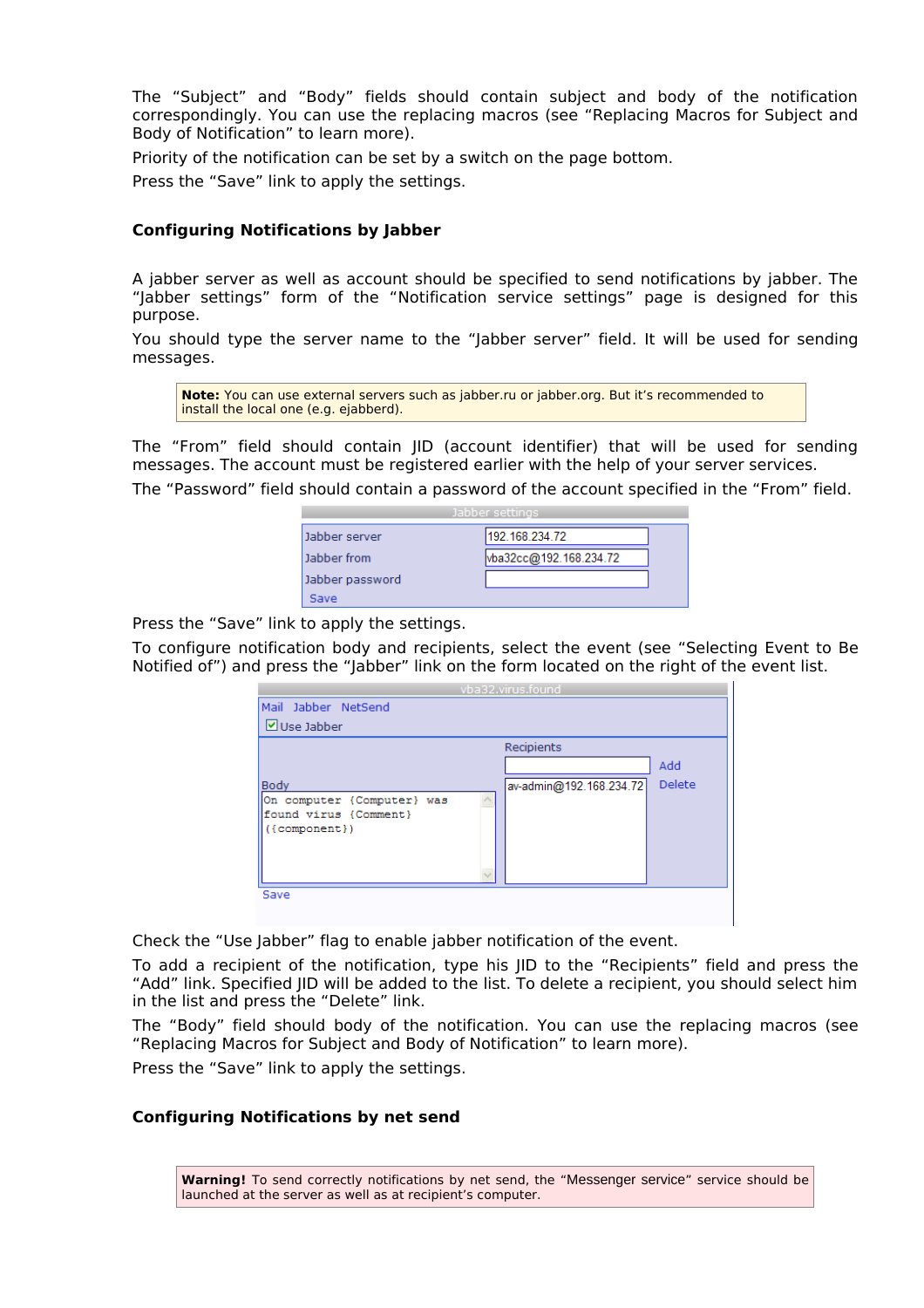The “Subject” and “Body” fields should contain subject and body of the notification correspondingly. You can use the replacing macros (see “Replacing Macros for Subject and Body of Notification” to learn more).

Priority of the notification can be set by a switch on the page bottom.

Press the “Save” link to apply the settings.

### Configuring Notifications by Jabber

A jabber server as well as account should be specified to send notifications by jabber. The “Jabber settings” form of the “Notification service settings” page is designed for this purpose.

You should type the server name to the “Jabber server” field. It will be used for sending messages.

> **Note:** You can use external servers such as jabber.ru or jabber.org. But it’s recommended to install the local one (e.g. ejabberd).

The “From” field should contain JID (account identifier) that will be used for sending messages. The account must be registered earlier with the help of your server services.

The “Password” field should contain a password of the account specified in the “From” field.

| Jabber settings | |
|---|---|
| Jabber server | 192.168.234.72 |
| Jabber from | vba32cc@192.168.234.72 |
| Jabber password | |
| Save | |

Press the “Save” link to apply the settings.

To configure notification body and recipients, select the event (see “Selecting Event to Be Notified of”) and press the “Jabber” link on the form located on the right of the event list.

vba32.virus.found

Mail Jabber NetSend

☑ Use Jabber

Body:
```
On computer {Computer} was found virus {Comment} ({component})
```

Recipients: av-admin@192.168.234.72 — Add / Delete

Save

Check the “Use Jabber” flag to enable jabber notification of the event.

To add a recipient of the notification, type his JID to the “Recipients” field and press the “Add” link. Specified JID will be added to the list. To delete a recipient, you should select him in the list and press the “Delete” link.

The “Body” field should body of the notification. You can use the replacing macros (see “Replacing Macros for Subject and Body of Notification” to learn more).

Press the “Save” link to apply the settings.

### Configuring Notifications by net send

> **Warning!** To send correctly notifications by net send, the “Messenger service” service should be launched at the server as well as at recipient’s computer.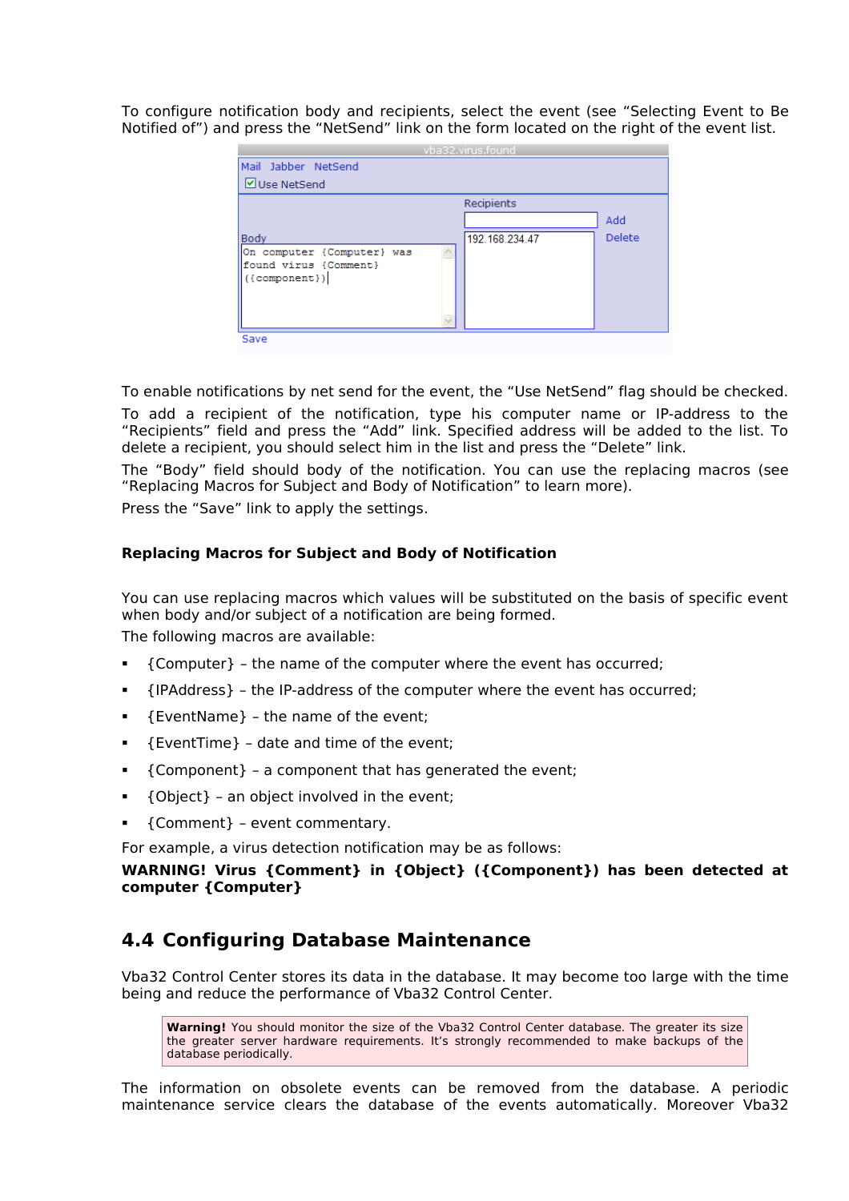To configure notification body and recipients, select the event (see “Selecting Event to Be Notified of”) and press the “NetSend” link on the form located on the right of the event list.

To enable notifications by net send for the event, the “Use NetSend” flag should be checked.

To add a recipient of the notification, type his computer name or IP-address to the “Recipients” field and press the “Add” link. Specified address will be added to the list. To delete a recipient, you should select him in the list and press the “Delete” link.

The “Body” field should body of the notification. You can use the replacing macros (see “Replacing Macros for Subject and Body of Notification” to learn more).

Press the “Save” link to apply the settings.

### Replacing Macros for Subject and Body of Notification

You can use replacing macros which values will be substituted on the basis of specific event when body and/or subject of a notification are being formed.

The following macros are available:

- {Computer} – the name of the computer where the event has occurred;
- {IPAddress} – the IP-address of the computer where the event has occurred;
- {EventName} – the name of the event;
- {EventTime} – date and time of the event;
- {Component} – a component that has generated the event;
- {Object} – an object involved in the event;
- {Comment} – event commentary.

For example, a virus detection notification may be as follows:

**WARNING! Virus {Comment} in {Object} ({Component}) has been detected at computer {Computer}**

## 4.4 Configuring Database Maintenance

Vba32 Control Center stores its data in the database. It may become too large with the time being and reduce the performance of Vba32 Control Center.

> **Warning!** You should monitor the size of the Vba32 Control Center database. The greater its size the greater server hardware requirements. It's strongly recommended to make backups of the database periodically.

The information on obsolete events can be removed from the database. A periodic maintenance service clears the database of the events automatically. Moreover Vba32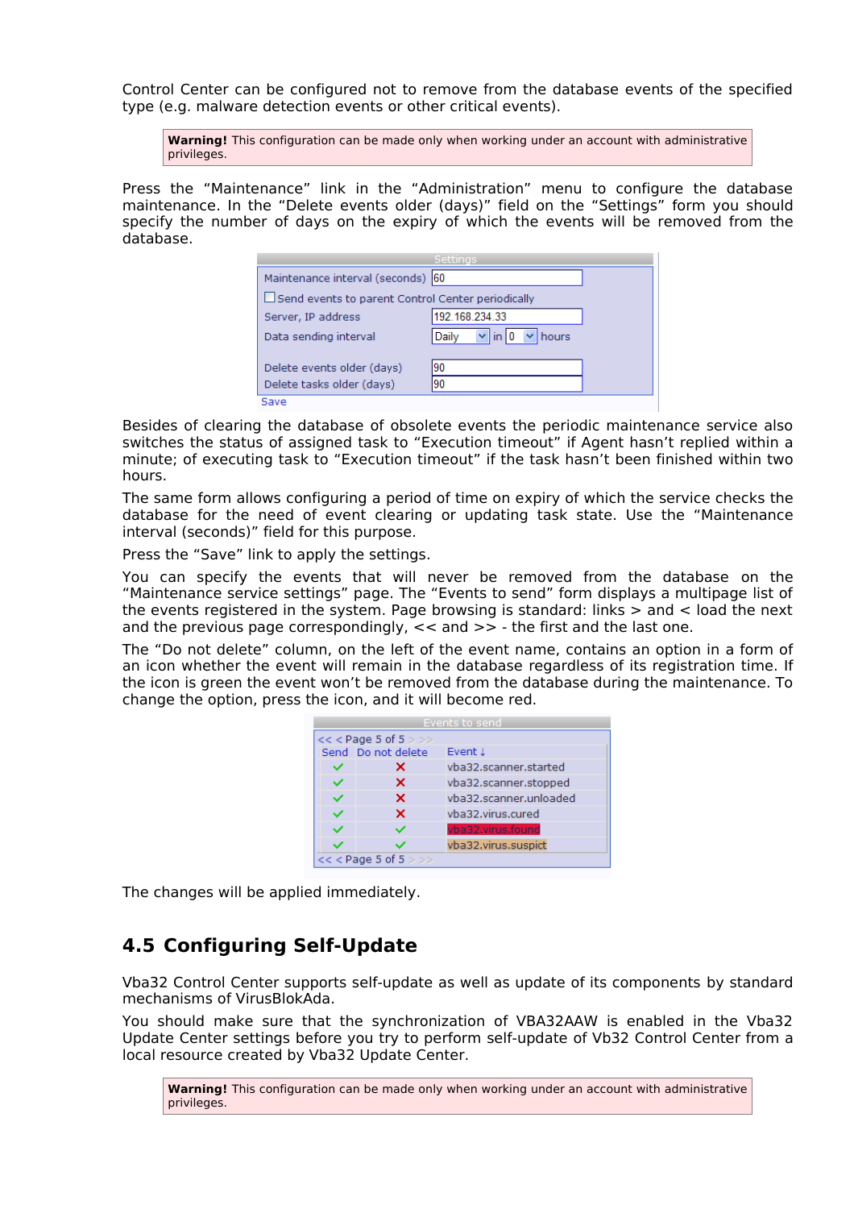Control Center can be configured not to remove from the database events of the specified type (e.g. malware detection events or other critical events).

> **Warning!** This configuration can be made only when working under an account with administrative privileges.

Press the "Maintenance" link in the "Administration" menu to configure the database maintenance. In the "Delete events older (days)" field on the "Settings" form you should specify the number of days on the expiry of which the events will be removed from the database.

| Settings | |
|---|---|
| Maintenance interval (seconds) | 60 |
| ☐ Send events to parent Control Center periodically | |
| Server, IP address | 192.168.234.33 |
| Data sending interval | Daily in 0 hours |
| Delete events older (days) | 90 |
| Delete tasks older (days) | 90 |
| Save | |

Besides of clearing the database of obsolete events the periodic maintenance service also switches the status of assigned task to "Execution timeout" if Agent hasn't replied within a minute; of executing task to "Execution timeout" if the task hasn't been finished within two hours.

The same form allows configuring a period of time on expiry of which the service checks the database for the need of event clearing or updating task state. Use the "Maintenance interval (seconds)" field for this purpose.

Press the "Save" link to apply the settings.

You can specify the events that will never be removed from the database on the "Maintenance service settings" page. The "Events to send" form displays a multipage list of the events registered in the system. Page browsing is standard: links > and < load the next and the previous page correspondingly, << and >> - the first and the last one.

The "Do not delete" column, on the left of the event name, contains an option in a form of an icon whether the event will remain in the database regardless of its registration time. If the icon is green the event won't be removed from the database during the maintenance. To change the option, press the icon, and it will become red.

Events to send — << < Page 5 of 5 > >>

| Send | Do not delete | Event ↓ |
|---|---|---|
| ✓ | ✗ | vba32.scanner.started |
| ✓ | ✗ | vba32.scanner.stopped |
| ✓ | ✗ | vba32.scanner.unloaded |
| ✓ | ✗ | vba32.virus.cured |
| ✓ | ✓ | vba32.virus.found |
| ✓ | ✓ | vba32.virus.suspict |

The changes will be applied immediately.

## 4.5 Configuring Self-Update

Vba32 Control Center supports self-update as well as update of its components by standard mechanisms of VirusBlokAda.

You should make sure that the synchronization of VBA32AAW is enabled in the Vba32 Update Center settings before you try to perform self-update of Vb32 Control Center from a local resource created by Vba32 Update Center.

> **Warning!** This configuration can be made only when working under an account with administrative privileges.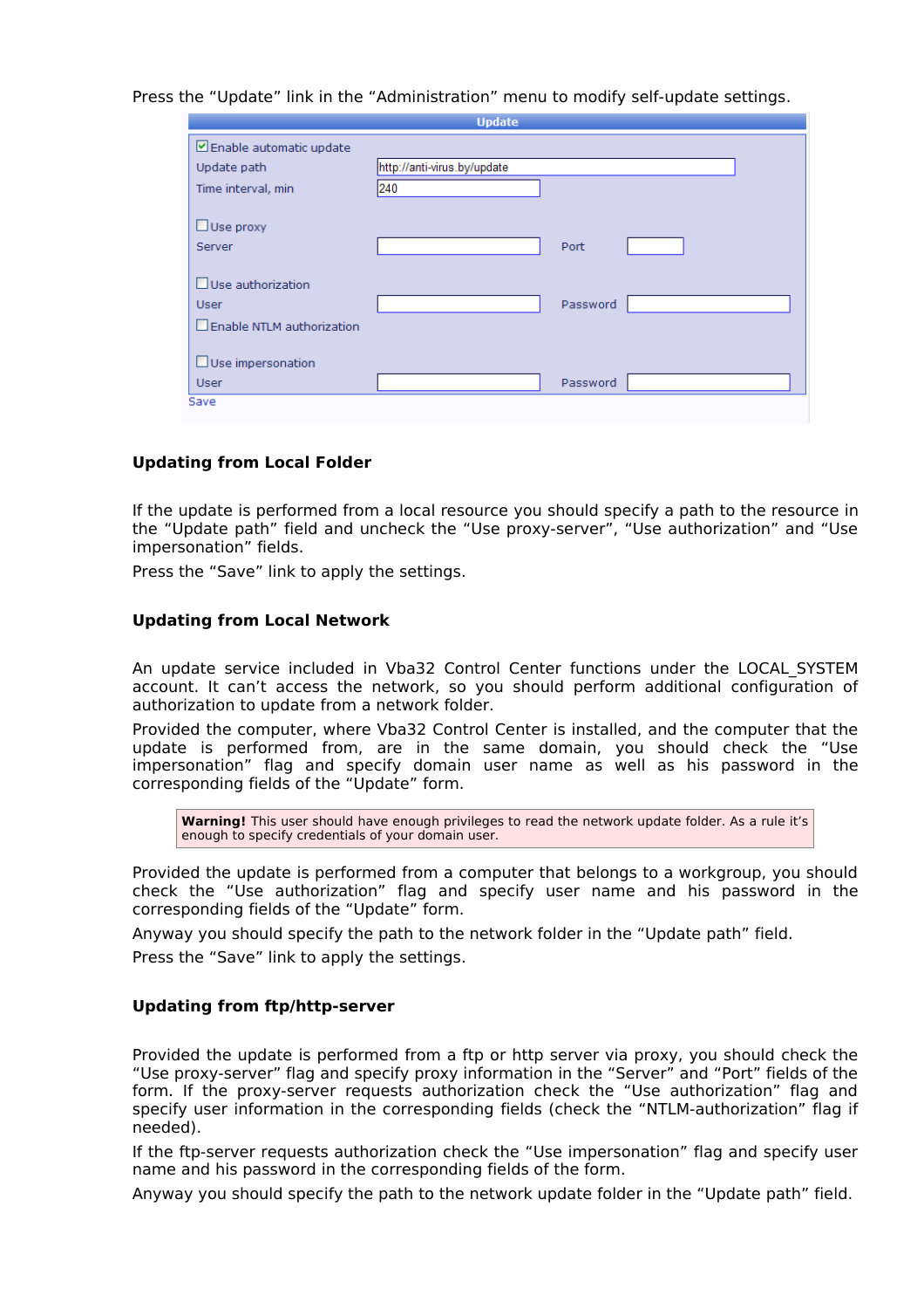Press the “Update” link in the “Administration” menu to modify self-update settings.

| Update | | | |
|---|---|---|---|
| ☑ Enable automatic update | | | |
| Update path | http://anti-virus.by/update | | |
| Time interval, min | 240 | | |
| ☐ Use proxy | | | |
| Server | | Port | |
| ☐ Use authorization | | | |
| User | | Password | |
| ☐ Enable NTLM authorization | | | |
| ☐ Use impersonation | | | |
| User | | Password | |

Save

### Updating from Local Folder

If the update is performed from a local resource you should specify a path to the resource in the “Update path” field and uncheck the “Use proxy-server”, “Use authorization” and “Use impersonation” fields.

Press the “Save” link to apply the settings.

### Updating from Local Network

An update service included in Vba32 Control Center functions under the LOCAL_SYSTEM account. It can’t access the network, so you should perform additional configuration of authorization to update from a network folder.

Provided the computer, where Vba32 Control Center is installed, and the computer that the update is performed from, are in the same domain, you should check the “Use impersonation” flag and specify domain user name as well as his password in the corresponding fields of the “Update” form.

> **Warning!** This user should have enough privileges to read the network update folder. As a rule it’s enough to specify credentials of your domain user.

Provided the update is performed from a computer that belongs to a workgroup, you should check the “Use authorization” flag and specify user name and his password in the corresponding fields of the “Update” form.

Anyway you should specify the path to the network folder in the “Update path” field.

Press the “Save” link to apply the settings.

### Updating from ftp/http-server

Provided the update is performed from a ftp or http server via proxy, you should check the “Use proxy-server” flag and specify proxy information in the “Server” and “Port” fields of the form. If the proxy-server requests authorization check the “Use authorization” flag and specify user information in the corresponding fields (check the “NTLM-authorization” flag if needed).

If the ftp-server requests authorization check the “Use impersonation” flag and specify user name and his password in the corresponding fields of the form.

Anyway you should specify the path to the network update folder in the “Update path” field.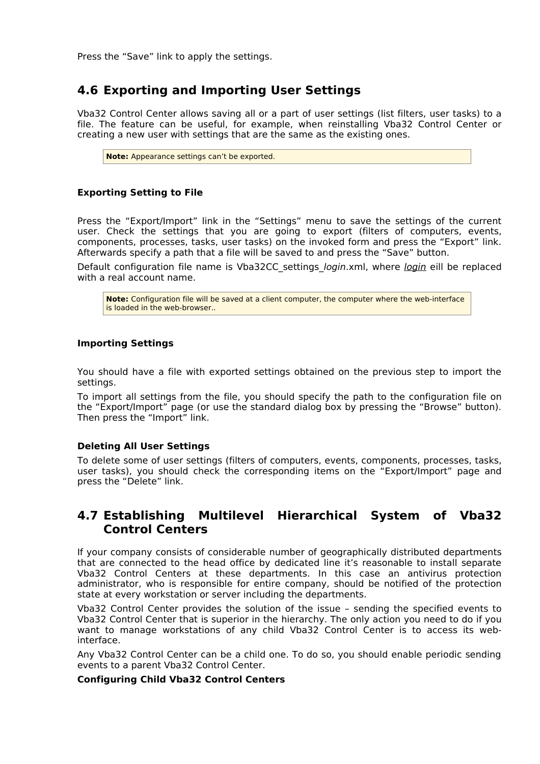Press the “Save” link to apply the settings.

## 4.6 Exporting and Importing User Settings

Vba32 Control Center allows saving all or a part of user settings (list filters, user tasks) to a file. The feature can be useful, for example, when reinstalling Vba32 Control Center or creating a new user with settings that are the same as the existing ones.

> **Note:** Appearance settings can’t be exported.

#### Exporting Setting to File

Press the “Export/Import” link in the “Settings” menu to save the settings of the current user. Check the settings that you are going to export (filters of computers, events, components, processes, tasks, user tasks) on the invoked form and press the “Export” link. Afterwards specify a path that a file will be saved to and press the “Save” button.

Default configuration file name is Vba32CC_settings_*login*.xml, where *login* eill be replaced with a real account name.

> **Note:** Configuration file will be saved at a client computer, the computer where the web-interface is loaded in the web-browser..

#### Importing Settings

You should have a file with exported settings obtained on the previous step to import the settings.

To import all settings from the file, you should specify the path to the configuration file on the “Export/Import” page (or use the standard dialog box by pressing the “Browse” button). Then press the “Import” link.

#### Deleting All User Settings

To delete some of user settings (filters of computers, events, components, processes, tasks, user tasks), you should check the corresponding items on the “Export/Import” page and press the “Delete” link.

## 4.7 Establishing Multilevel Hierarchical System of Vba32 Control Centers

If your company consists of considerable number of geographically distributed departments that are connected to the head office by dedicated line it’s reasonable to install separate Vba32 Control Centers at these departments. In this case an antivirus protection administrator, who is responsible for entire company, should be notified of the protection state at every workstation or server including the departments.

Vba32 Control Center provides the solution of the issue – sending the specified events to Vba32 Control Center that is superior in the hierarchy. The only action you need to do if you want to manage workstations of any child Vba32 Control Center is to access its web-interface.

Any Vba32 Control Center can be a child one. To do so, you should enable periodic sending events to a parent Vba32 Control Center.

**Configuring Child Vba32 Control Centers**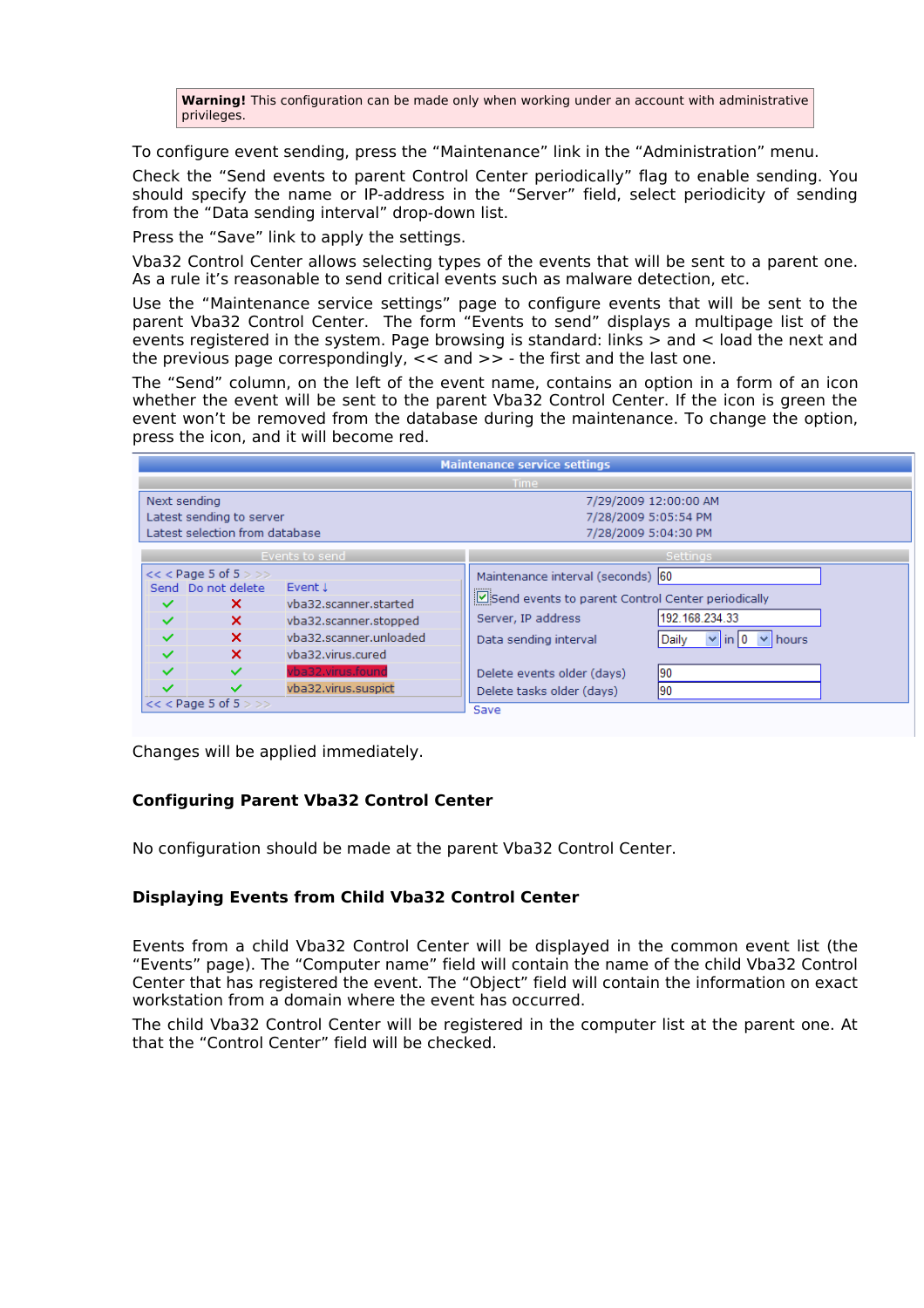> **Warning!** This configuration can be made only when working under an account with administrative privileges.

To configure event sending, press the "Maintenance" link in the "Administration" menu.

Check the "Send events to parent Control Center periodically" flag to enable sending. You should specify the name or IP-address in the "Server" field, select periodicity of sending from the "Data sending interval" drop-down list.

Press the "Save" link to apply the settings.

Vba32 Control Center allows selecting types of the events that will be sent to a parent one. As a rule it's reasonable to send critical events such as malware detection, etc.

Use the "Maintenance service settings" page to configure events that will be sent to the parent Vba32 Control Center. The form "Events to send" displays a multipage list of the events registered in the system. Page browsing is standard: links > and < load the next and the previous page correspondingly, << and >> - the first and the last one.

The "Send" column, on the left of the event name, contains an option in a form of an icon whether the event will be sent to the parent Vba32 Control Center. If the icon is green the event won't be removed from the database during the maintenance. To change the option, press the icon, and it will become red.

**Maintenance service settings**

Time

| | |
|---|---|
| Next sending | 7/29/2009 12:00:00 AM |
| Latest sending to server | 7/28/2009 5:05:54 PM |
| Latest selection from database | 7/28/2009 5:04:30 PM |

Events to send

<< < Page 5 of 5 > >>

| Send | Do not delete | Event ↓ |
|---|---|---|
| ✓ | ✗ | vba32.scanner.started |
| ✓ | ✗ | vba32.scanner.stopped |
| ✓ | ✗ | vba32.scanner.unloaded |
| ✓ | ✗ | vba32.virus.cured |
| ✓ | ✓ | vba32.virus.found |
| ✓ | ✓ | vba32.virus.suspict |

<< < Page 5 of 5 > >>

Settings

| | |
|---|---|
| Maintenance interval (seconds) | 60 |
| ☑ Send events to parent Control Center periodically | |
| Server, IP address | 192.168.234.33 |
| Data sending interval | Daily in 0 hours |
| Delete events older (days) | 90 |
| Delete tasks older (days) | 90 |

Save

Changes will be applied immediately.

### Configuring Parent Vba32 Control Center

No configuration should be made at the parent Vba32 Control Center.

### Displaying Events from Child Vba32 Control Center

Events from a child Vba32 Control Center will be displayed in the common event list (the "Events" page). The "Computer name" field will contain the name of the child Vba32 Control Center that has registered the event. The "Object" field will contain the information on exact workstation from a domain where the event has occurred.

The child Vba32 Control Center will be registered in the computer list at the parent one. At that the "Control Center" field will be checked.